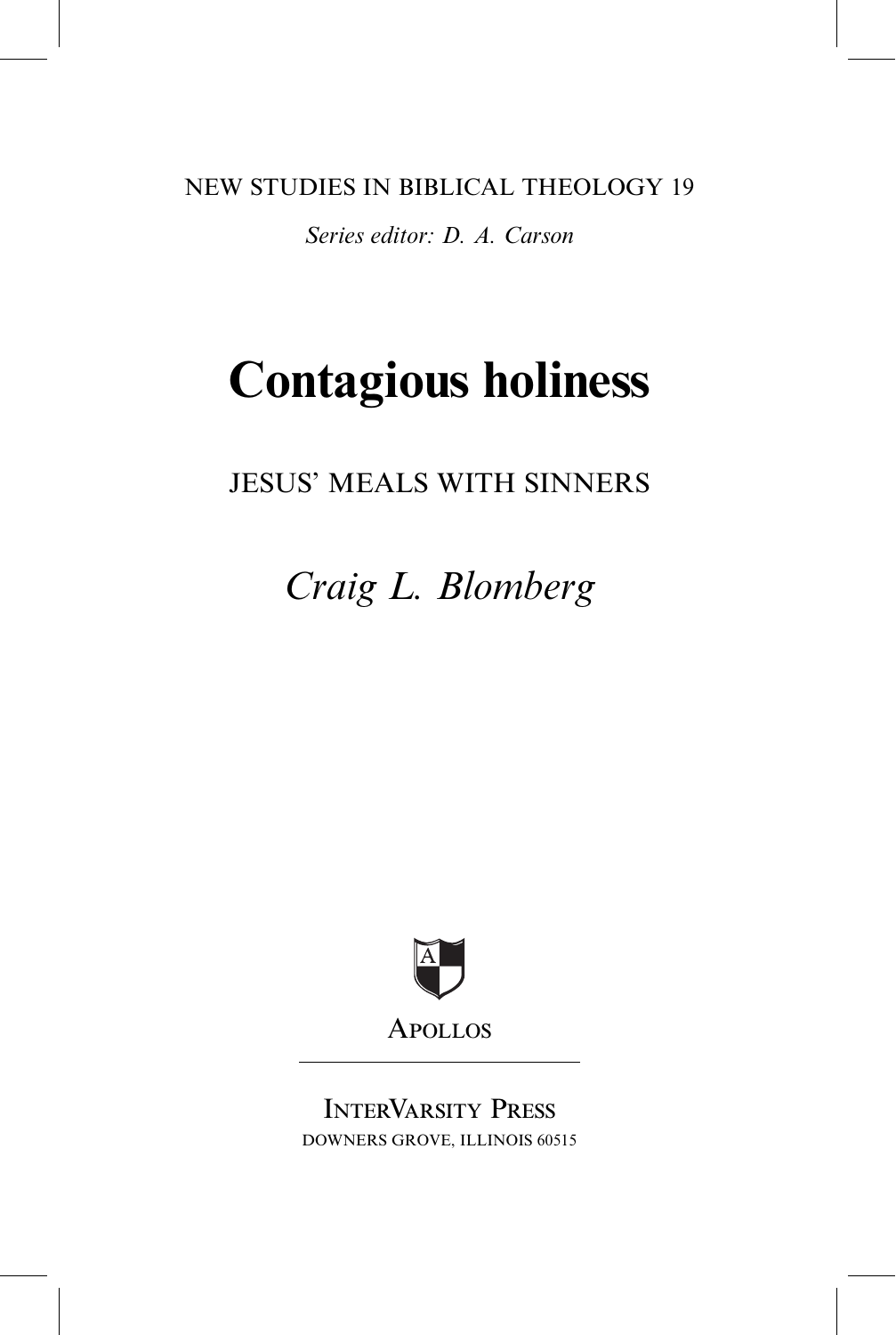NEW STUDIES IN BIBLICAL THEOLOGY 19

*Series editor: D. A. Carson*

# Contagious holiness

## JESUS' MEALS WITH SINNERS

*Craig L. Blomberg*

APOLLOS

INTERVARSITY PRESS
DOWNERS GROVE, ILLINOIS 60515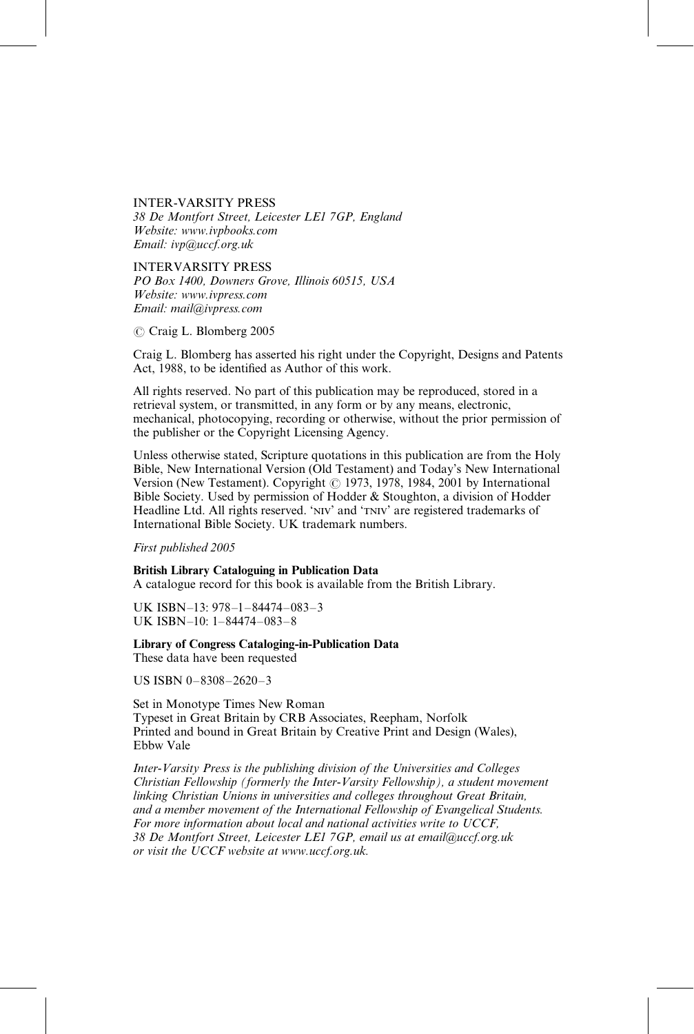INTER-VARSITY PRESS
*38 De Montfort Street, Leicester LE1 7GP, England*
*Website: www.ivpbooks.com*
*Email: ivp@uccf.org.uk*

INTERVARSITY PRESS
*PO Box 1400, Downers Grove, Illinois 60515, USA*
*Website: www.ivpress.com*
*Email: mail@ivpress.com*

© Craig L. Blomberg 2005

Craig L. Blomberg has asserted his right under the Copyright, Designs and Patents Act, 1988, to be identified as Author of this work.

All rights reserved. No part of this publication may be reproduced, stored in a retrieval system, or transmitted, in any form or by any means, electronic, mechanical, photocopying, recording or otherwise, without the prior permission of the publisher or the Copyright Licensing Agency.

Unless otherwise stated, Scripture quotations in this publication are from the Holy Bible, New International Version (Old Testament) and Today's New International Version (New Testament). Copyright © 1973, 1978, 1984, 2001 by International Bible Society. Used by permission of Hodder & Stoughton, a division of Hodder Headline Ltd. All rights reserved. 'NIV' and 'TNIV' are registered trademarks of International Bible Society. UK trademark numbers.

*First published 2005*

**British Library Cataloguing in Publication Data**
A catalogue record for this book is available from the British Library.

UK ISBN–13: 978–1–84474–083–3
UK ISBN–10: 1–84474–083–8

**Library of Congress Cataloging-in-Publication Data**
These data have been requested

US ISBN 0–8308–2620–3

Set in Monotype Times New Roman
Typeset in Great Britain by CRB Associates, Reepham, Norfolk
Printed and bound in Great Britain by Creative Print and Design (Wales), Ebbw Vale

*Inter-Varsity Press is the publishing division of the Universities and Colleges Christian Fellowship (formerly the Inter-Varsity Fellowship), a student movement linking Christian Unions in universities and colleges throughout Great Britain, and a member movement of the International Fellowship of Evangelical Students. For more information about local and national activities write to UCCF, 38 De Montfort Street, Leicester LE1 7GP, email us at email@uccf.org.uk or visit the UCCF website at www.uccf.org.uk.*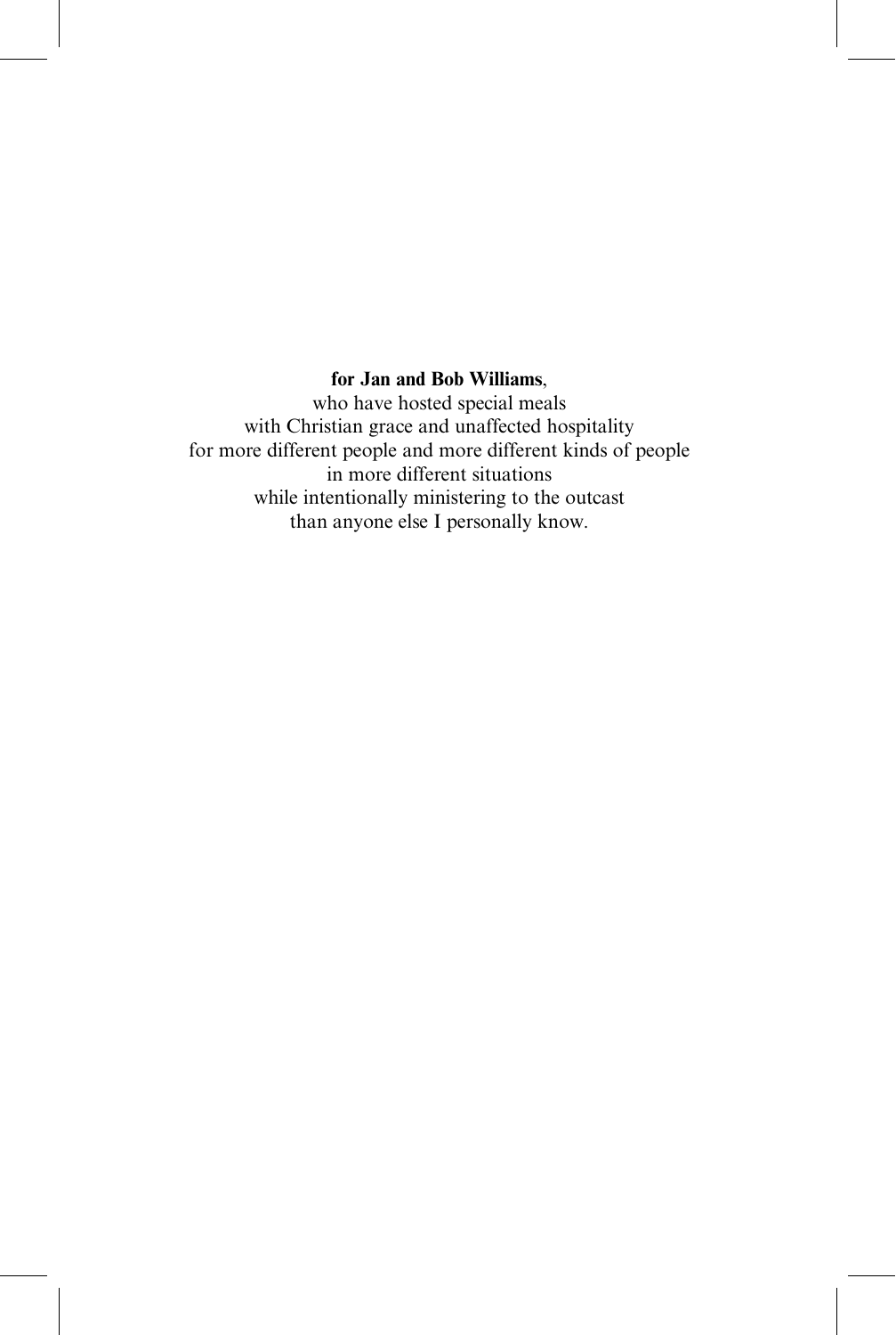**for Jan and Bob Williams**,
who have hosted special meals
with Christian grace and unaffected hospitality
for more different people and more different kinds of people
in more different situations
while intentionally ministering to the outcast
than anyone else I personally know.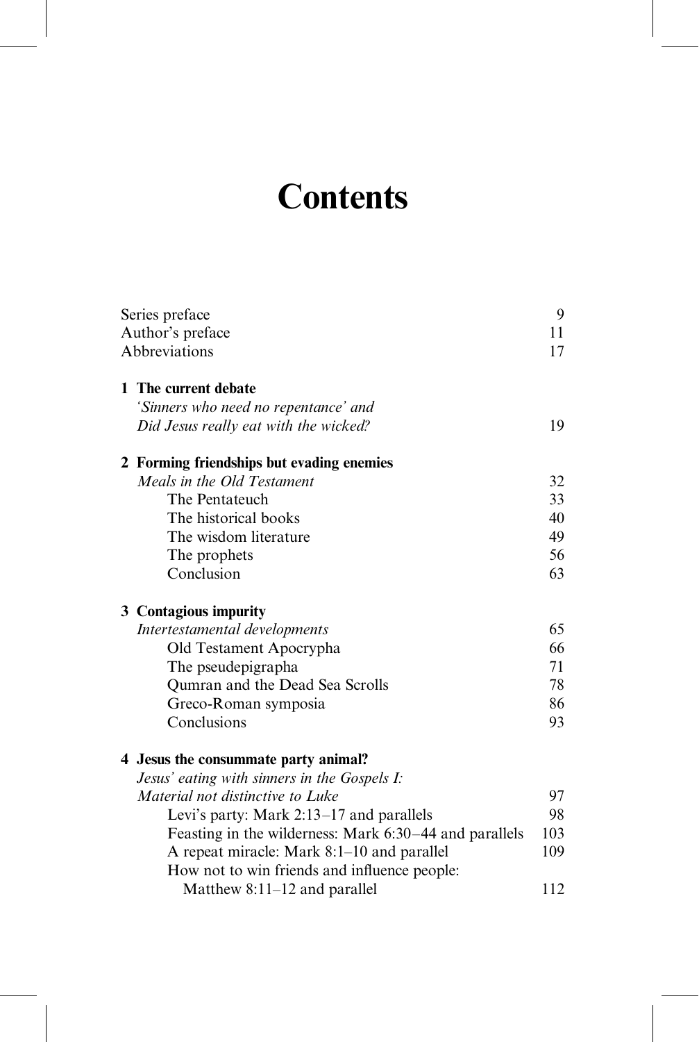# Contents

| | |
|---|---|
| Series preface | 9 |
| Author's preface | 11 |
| Abbreviations | 17 |
| **1 The current debate** | |
| *'Sinners who need no repentance' and Did Jesus really eat with the wicked?* | 19 |
| **2 Forming friendships but evading enemies** | |
| *Meals in the Old Testament* | 32 |
| The Pentateuch | 33 |
| The historical books | 40 |
| The wisdom literature | 49 |
| The prophets | 56 |
| Conclusion | 63 |
| **3 Contagious impurity** | |
| *Intertestamental developments* | 65 |
| Old Testament Apocrypha | 66 |
| The pseudepigrapha | 71 |
| Qumran and the Dead Sea Scrolls | 78 |
| Greco-Roman symposia | 86 |
| Conclusions | 93 |
| **4 Jesus the consummate party animal?** | |
| *Jesus' eating with sinners in the Gospels I: Material not distinctive to Luke* | 97 |
| Levi's party: Mark 2:13–17 and parallels | 98 |
| Feasting in the wilderness: Mark 6:30–44 and parallels | 103 |
| A repeat miracle: Mark 8:1–10 and parallel | 109 |
| How not to win friends and influence people: Matthew 8:11–12 and parallel | 112 |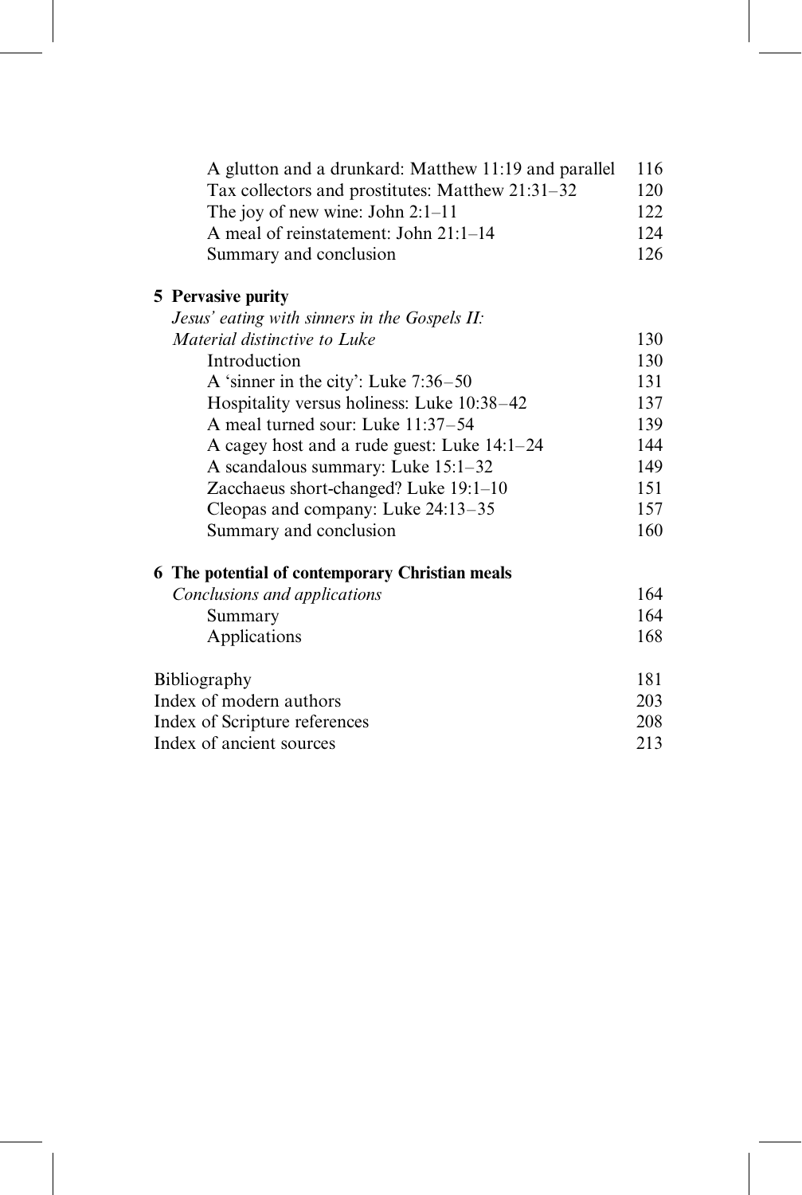A glutton and a drunkard: Matthew 11:19 and parallel 116
Tax collectors and prostitutes: Matthew 21:31–32 120
The joy of new wine: John 2:1–11 122
A meal of reinstatement: John 21:1–14 124
Summary and conclusion 126

**5 Pervasive purity**
*Jesus' eating with sinners in the Gospels II: Material distinctive to Luke* 130
Introduction 130
A 'sinner in the city': Luke 7:36–50 131
Hospitality versus holiness: Luke 10:38–42 137
A meal turned sour: Luke 11:37–54 139
A cagey host and a rude guest: Luke 14:1–24 144
A scandalous summary: Luke 15:1–32 149
Zacchaeus short-changed? Luke 19:1–10 151
Cleopas and company: Luke 24:13–35 157
Summary and conclusion 160

**6 The potential of contemporary Christian meals**
*Conclusions and applications* 164
Summary 164
Applications 168

Bibliography 181
Index of modern authors 203
Index of Scripture references 208
Index of ancient sources 213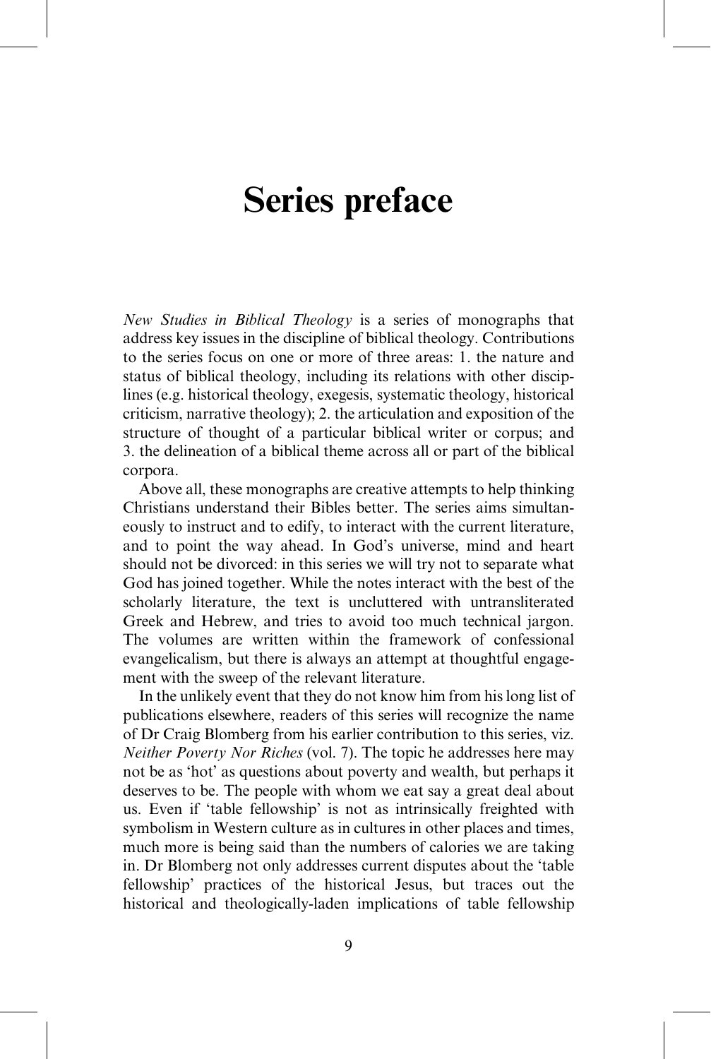# Series preface

*New Studies in Biblical Theology* is a series of monographs that address key issues in the discipline of biblical theology. Contributions to the series focus on one or more of three areas: 1. the nature and status of biblical theology, including its relations with other disciplines (e.g. historical theology, exegesis, systematic theology, historical criticism, narrative theology); 2. the articulation and exposition of the structure of thought of a particular biblical writer or corpus; and 3. the delineation of a biblical theme across all or part of the biblical corpora.

Above all, these monographs are creative attempts to help thinking Christians understand their Bibles better. The series aims simultaneously to instruct and to edify, to interact with the current literature, and to point the way ahead. In God's universe, mind and heart should not be divorced: in this series we will try not to separate what God has joined together. While the notes interact with the best of the scholarly literature, the text is uncluttered with untransliterated Greek and Hebrew, and tries to avoid too much technical jargon. The volumes are written within the framework of confessional evangelicalism, but there is always an attempt at thoughtful engagement with the sweep of the relevant literature.

In the unlikely event that they do not know him from his long list of publications elsewhere, readers of this series will recognize the name of Dr Craig Blomberg from his earlier contribution to this series, viz. *Neither Poverty Nor Riches* (vol. 7). The topic he addresses here may not be as 'hot' as questions about poverty and wealth, but perhaps it deserves to be. The people with whom we eat say a great deal about us. Even if 'table fellowship' is not as intrinsically freighted with symbolism in Western culture as in cultures in other places and times, much more is being said than the numbers of calories we are taking in. Dr Blomberg not only addresses current disputes about the 'table fellowship' practices of the historical Jesus, but traces out the historical and theologically-laden implications of table fellowship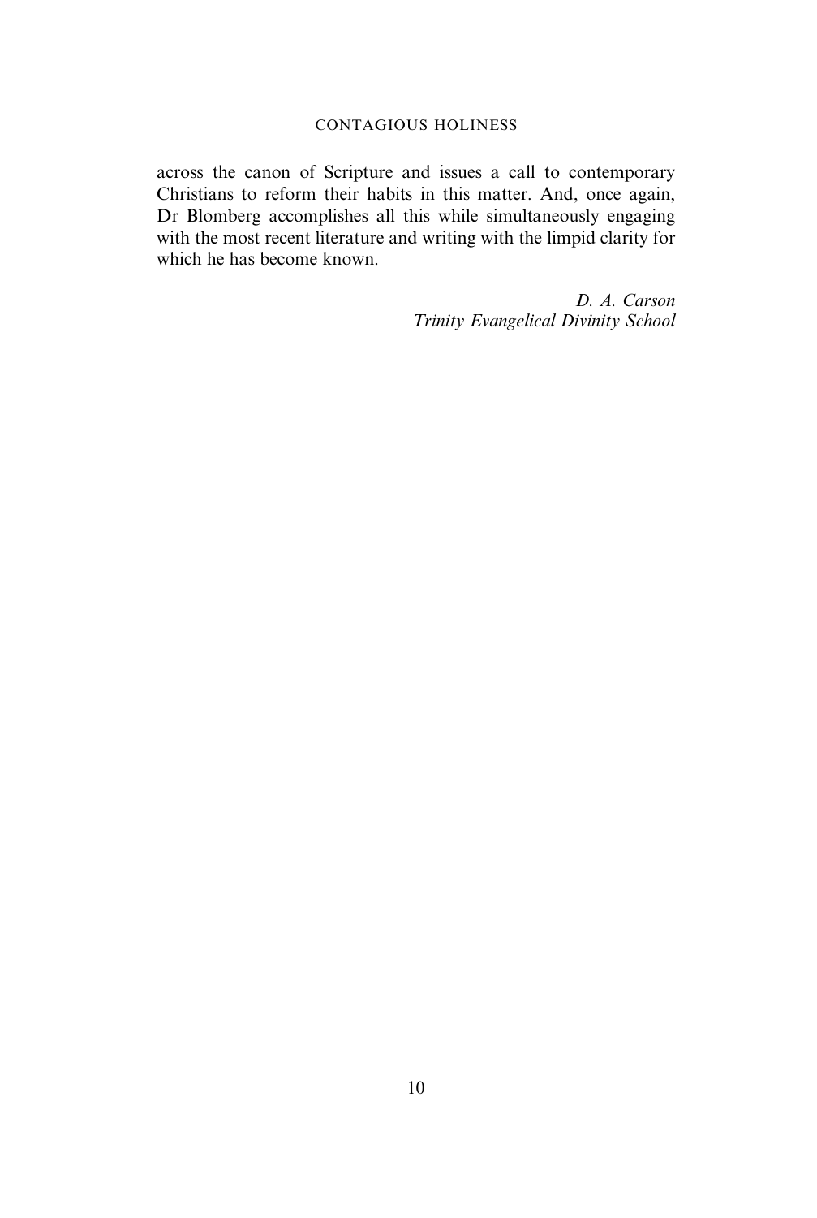across the canon of Scripture and issues a call to contemporary Christians to reform their habits in this matter. And, once again, Dr Blomberg accomplishes all this while simultaneously engaging with the most recent literature and writing with the limpid clarity for which he has become known.

*D. A. Carson*
*Trinity Evangelical Divinity School*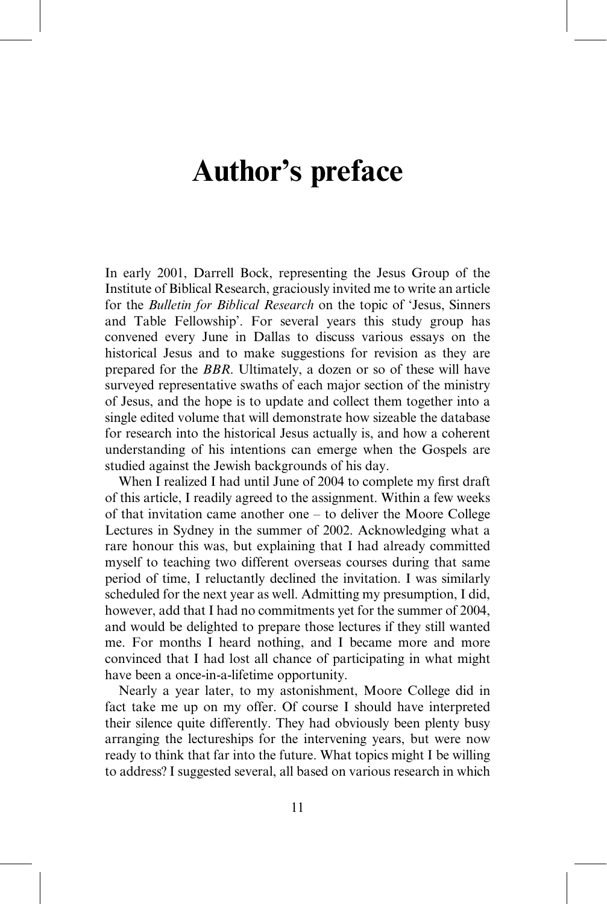# Author's preface

In early 2001, Darrell Bock, representing the Jesus Group of the Institute of Biblical Research, graciously invited me to write an article for the *Bulletin for Biblical Research* on the topic of 'Jesus, Sinners and Table Fellowship'. For several years this study group has convened every June in Dallas to discuss various essays on the historical Jesus and to make suggestions for revision as they are prepared for the *BBR*. Ultimately, a dozen or so of these will have surveyed representative swaths of each major section of the ministry of Jesus, and the hope is to update and collect them together into a single edited volume that will demonstrate how sizeable the database for research into the historical Jesus actually is, and how a coherent understanding of his intentions can emerge when the Gospels are studied against the Jewish backgrounds of his day.

When I realized I had until June of 2004 to complete my first draft of this article, I readily agreed to the assignment. Within a few weeks of that invitation came another one – to deliver the Moore College Lectures in Sydney in the summer of 2002. Acknowledging what a rare honour this was, but explaining that I had already committed myself to teaching two different overseas courses during that same period of time, I reluctantly declined the invitation. I was similarly scheduled for the next year as well. Admitting my presumption, I did, however, add that I had no commitments yet for the summer of 2004, and would be delighted to prepare those lectures if they still wanted me. For months I heard nothing, and I became more and more convinced that I had lost all chance of participating in what might have been a once-in-a-lifetime opportunity.

Nearly a year later, to my astonishment, Moore College did in fact take me up on my offer. Of course I should have interpreted their silence quite differently. They had obviously been plenty busy arranging the lectureships for the intervening years, but were now ready to think that far into the future. What topics might I be willing to address? I suggested several, all based on various research in which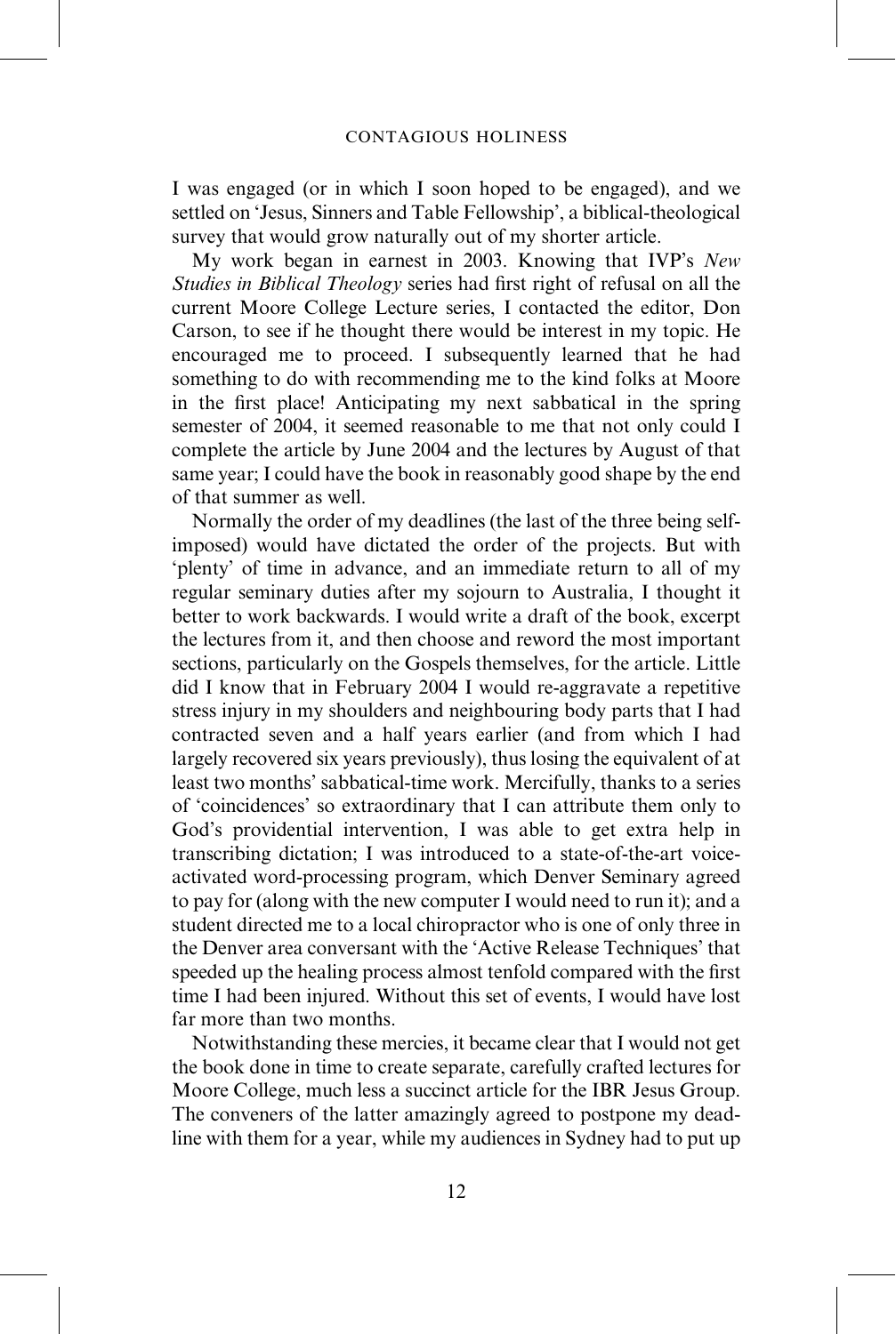I was engaged (or in which I soon hoped to be engaged), and we settled on 'Jesus, Sinners and Table Fellowship', a biblical-theological survey that would grow naturally out of my shorter article.

My work began in earnest in 2003. Knowing that IVP's *New Studies in Biblical Theology* series had first right of refusal on all the current Moore College Lecture series, I contacted the editor, Don Carson, to see if he thought there would be interest in my topic. He encouraged me to proceed. I subsequently learned that he had something to do with recommending me to the kind folks at Moore in the first place! Anticipating my next sabbatical in the spring semester of 2004, it seemed reasonable to me that not only could I complete the article by June 2004 and the lectures by August of that same year; I could have the book in reasonably good shape by the end of that summer as well.

Normally the order of my deadlines (the last of the three being self-imposed) would have dictated the order of the projects. But with 'plenty' of time in advance, and an immediate return to all of my regular seminary duties after my sojourn to Australia, I thought it better to work backwards. I would write a draft of the book, excerpt the lectures from it, and then choose and reword the most important sections, particularly on the Gospels themselves, for the article. Little did I know that in February 2004 I would re-aggravate a repetitive stress injury in my shoulders and neighbouring body parts that I had contracted seven and a half years earlier (and from which I had largely recovered six years previously), thus losing the equivalent of at least two months' sabbatical-time work. Mercifully, thanks to a series of 'coincidences' so extraordinary that I can attribute them only to God's providential intervention, I was able to get extra help in transcribing dictation; I was introduced to a state-of-the-art voice-activated word-processing program, which Denver Seminary agreed to pay for (along with the new computer I would need to run it); and a student directed me to a local chiropractor who is one of only three in the Denver area conversant with the 'Active Release Techniques' that speeded up the healing process almost tenfold compared with the first time I had been injured. Without this set of events, I would have lost far more than two months.

Notwithstanding these mercies, it became clear that I would not get the book done in time to create separate, carefully crafted lectures for Moore College, much less a succinct article for the IBR Jesus Group. The conveners of the latter amazingly agreed to postpone my deadline with them for a year, while my audiences in Sydney had to put up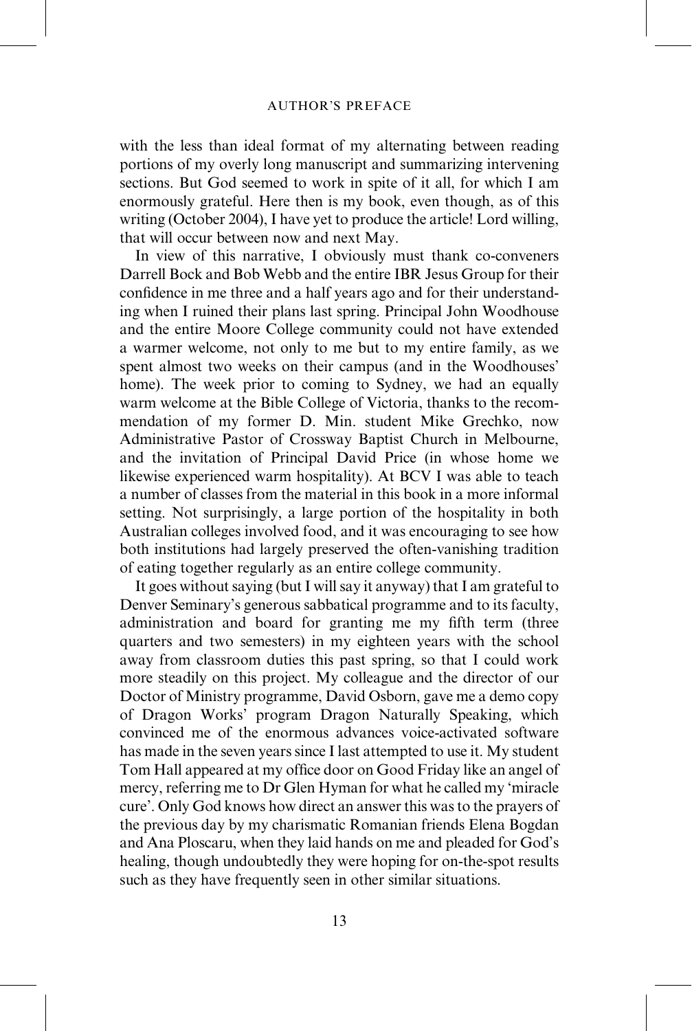with the less than ideal format of my alternating between reading portions of my overly long manuscript and summarizing intervening sections. But God seemed to work in spite of it all, for which I am enormously grateful. Here then is my book, even though, as of this writing (October 2004), I have yet to produce the article! Lord willing, that will occur between now and next May.

In view of this narrative, I obviously must thank co-conveners Darrell Bock and Bob Webb and the entire IBR Jesus Group for their confidence in me three and a half years ago and for their understanding when I ruined their plans last spring. Principal John Woodhouse and the entire Moore College community could not have extended a warmer welcome, not only to me but to my entire family, as we spent almost two weeks on their campus (and in the Woodhouses' home). The week prior to coming to Sydney, we had an equally warm welcome at the Bible College of Victoria, thanks to the recommendation of my former D. Min. student Mike Grechko, now Administrative Pastor of Crossway Baptist Church in Melbourne, and the invitation of Principal David Price (in whose home we likewise experienced warm hospitality). At BCV I was able to teach a number of classes from the material in this book in a more informal setting. Not surprisingly, a large portion of the hospitality in both Australian colleges involved food, and it was encouraging to see how both institutions had largely preserved the often-vanishing tradition of eating together regularly as an entire college community.

It goes without saying (but I will say it anyway) that I am grateful to Denver Seminary's generous sabbatical programme and to its faculty, administration and board for granting me my fifth term (three quarters and two semesters) in my eighteen years with the school away from classroom duties this past spring, so that I could work more steadily on this project. My colleague and the director of our Doctor of Ministry programme, David Osborn, gave me a demo copy of Dragon Works' program Dragon Naturally Speaking, which convinced me of the enormous advances voice-activated software has made in the seven years since I last attempted to use it. My student Tom Hall appeared at my office door on Good Friday like an angel of mercy, referring me to Dr Glen Hyman for what he called my 'miracle cure'. Only God knows how direct an answer this was to the prayers of the previous day by my charismatic Romanian friends Elena Bogdan and Ana Ploscaru, when they laid hands on me and pleaded for God's healing, though undoubtedly they were hoping for on-the-spot results such as they have frequently seen in other similar situations.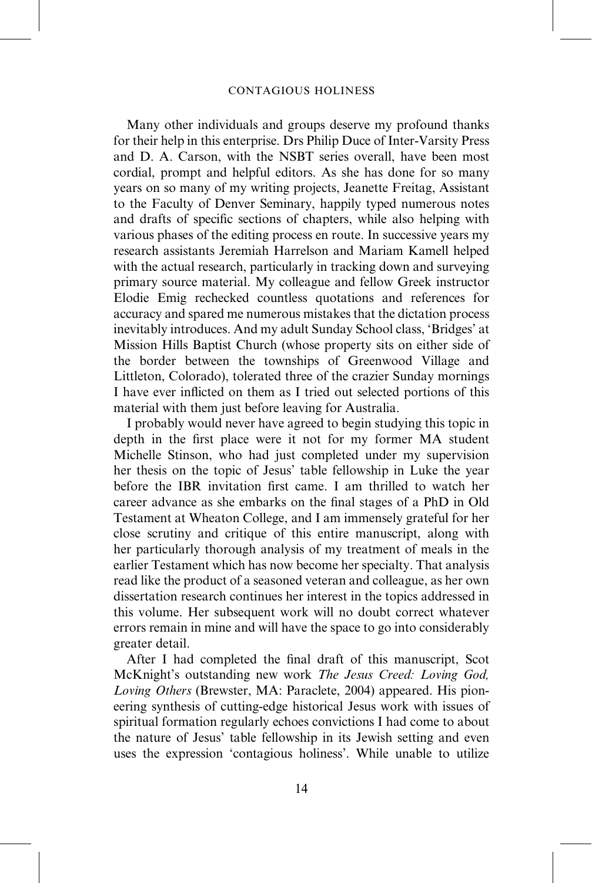Many other individuals and groups deserve my profound thanks for their help in this enterprise. Drs Philip Duce of Inter-Varsity Press and D. A. Carson, with the NSBT series overall, have been most cordial, prompt and helpful editors. As she has done for so many years on so many of my writing projects, Jeanette Freitag, Assistant to the Faculty of Denver Seminary, happily typed numerous notes and drafts of specific sections of chapters, while also helping with various phases of the editing process en route. In successive years my research assistants Jeremiah Harrelson and Mariam Kamell helped with the actual research, particularly in tracking down and surveying primary source material. My colleague and fellow Greek instructor Elodie Emig rechecked countless quotations and references for accuracy and spared me numerous mistakes that the dictation process inevitably introduces. And my adult Sunday School class, 'Bridges' at Mission Hills Baptist Church (whose property sits on either side of the border between the townships of Greenwood Village and Littleton, Colorado), tolerated three of the crazier Sunday mornings I have ever inflicted on them as I tried out selected portions of this material with them just before leaving for Australia.

I probably would never have agreed to begin studying this topic in depth in the first place were it not for my former MA student Michelle Stinson, who had just completed under my supervision her thesis on the topic of Jesus' table fellowship in Luke the year before the IBR invitation first came. I am thrilled to watch her career advance as she embarks on the final stages of a PhD in Old Testament at Wheaton College, and I am immensely grateful for her close scrutiny and critique of this entire manuscript, along with her particularly thorough analysis of my treatment of meals in the earlier Testament which has now become her specialty. That analysis read like the product of a seasoned veteran and colleague, as her own dissertation research continues her interest in the topics addressed in this volume. Her subsequent work will no doubt correct whatever errors remain in mine and will have the space to go into considerably greater detail.

After I had completed the final draft of this manuscript, Scot McKnight's outstanding new work *The Jesus Creed: Loving God, Loving Others* (Brewster, MA: Paraclete, 2004) appeared. His pioneering synthesis of cutting-edge historical Jesus work with issues of spiritual formation regularly echoes convictions I had come to about the nature of Jesus' table fellowship in its Jewish setting and even uses the expression 'contagious holiness'. While unable to utilize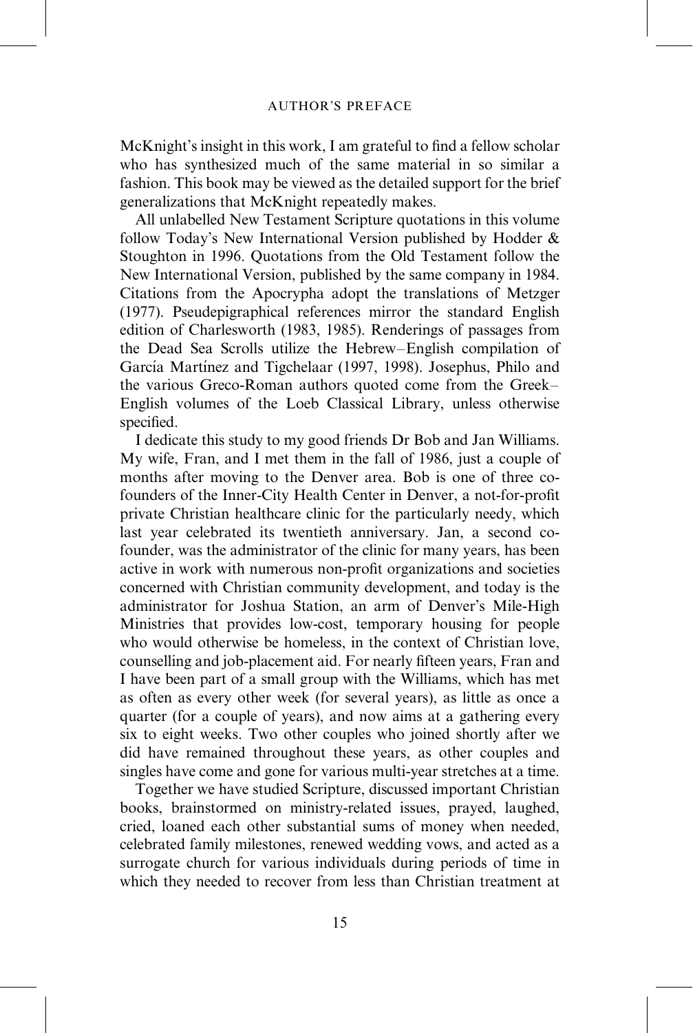McKnight's insight in this work, I am grateful to find a fellow scholar who has synthesized much of the same material in so similar a fashion. This book may be viewed as the detailed support for the brief generalizations that McKnight repeatedly makes.

All unlabelled New Testament Scripture quotations in this volume follow Today's New International Version published by Hodder & Stoughton in 1996. Quotations from the Old Testament follow the New International Version, published by the same company in 1984. Citations from the Apocrypha adopt the translations of Metzger (1977). Pseudepigraphical references mirror the standard English edition of Charlesworth (1983, 1985). Renderings of passages from the Dead Sea Scrolls utilize the Hebrew–English compilation of García Martínez and Tigchelaar (1997, 1998). Josephus, Philo and the various Greco-Roman authors quoted come from the Greek–English volumes of the Loeb Classical Library, unless otherwise specified.

I dedicate this study to my good friends Dr Bob and Jan Williams. My wife, Fran, and I met them in the fall of 1986, just a couple of months after moving to the Denver area. Bob is one of three co-founders of the Inner-City Health Center in Denver, a not-for-profit private Christian healthcare clinic for the particularly needy, which last year celebrated its twentieth anniversary. Jan, a second co-founder, was the administrator of the clinic for many years, has been active in work with numerous non-profit organizations and societies concerned with Christian community development, and today is the administrator for Joshua Station, an arm of Denver's Mile-High Ministries that provides low-cost, temporary housing for people who would otherwise be homeless, in the context of Christian love, counselling and job-placement aid. For nearly fifteen years, Fran and I have been part of a small group with the Williams, which has met as often as every other week (for several years), as little as once a quarter (for a couple of years), and now aims at a gathering every six to eight weeks. Two other couples who joined shortly after we did have remained throughout these years, as other couples and singles have come and gone for various multi-year stretches at a time.

Together we have studied Scripture, discussed important Christian books, brainstormed on ministry-related issues, prayed, laughed, cried, loaned each other substantial sums of money when needed, celebrated family milestones, renewed wedding vows, and acted as a surrogate church for various individuals during periods of time in which they needed to recover from less than Christian treatment at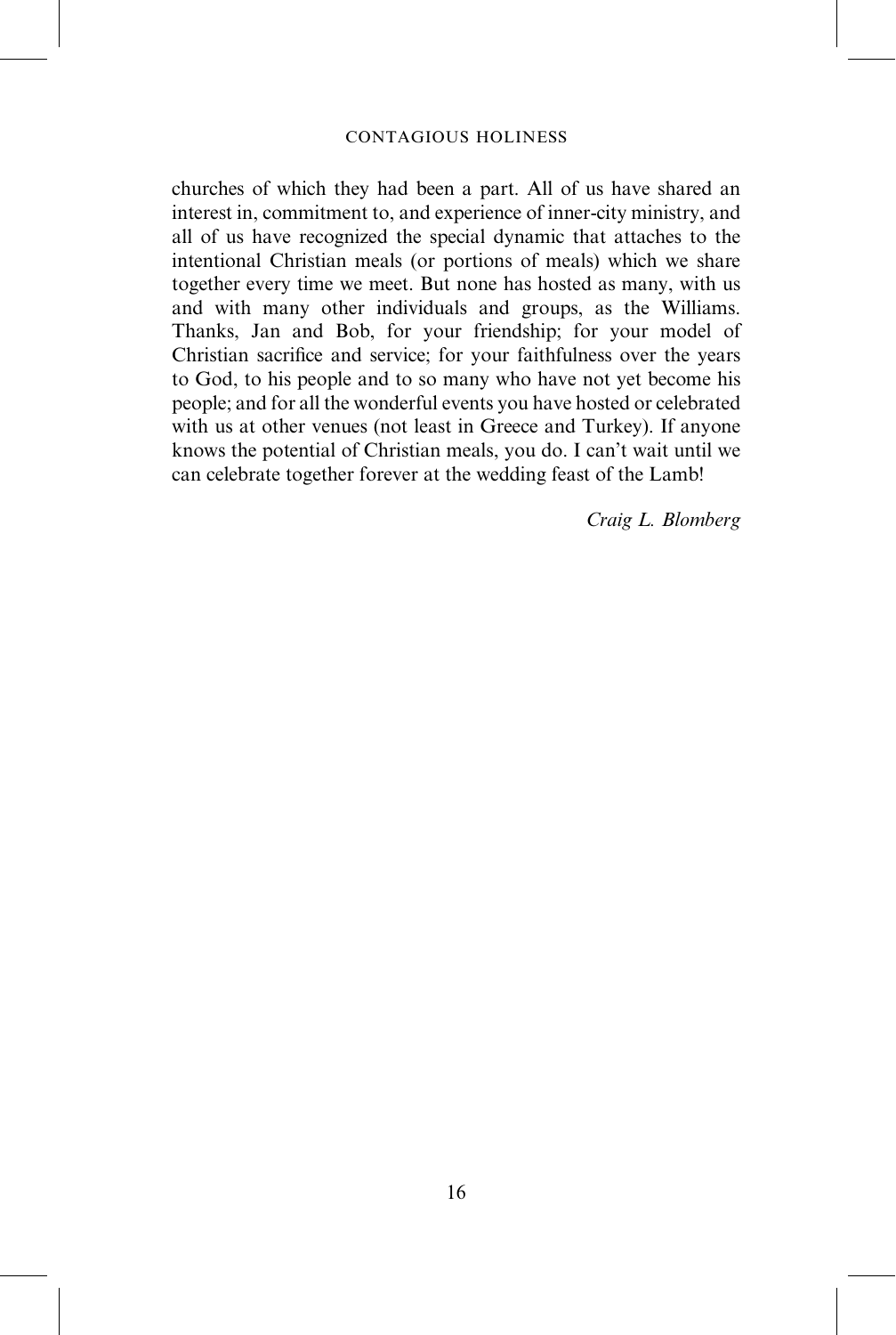churches of which they had been a part. All of us have shared an interest in, commitment to, and experience of inner-city ministry, and all of us have recognized the special dynamic that attaches to the intentional Christian meals (or portions of meals) which we share together every time we meet. But none has hosted as many, with us and with many other individuals and groups, as the Williams. Thanks, Jan and Bob, for your friendship; for your model of Christian sacrifice and service; for your faithfulness over the years to God, to his people and to so many who have not yet become his people; and for all the wonderful events you have hosted or celebrated with us at other venues (not least in Greece and Turkey). If anyone knows the potential of Christian meals, you do. I can't wait until we can celebrate together forever at the wedding feast of the Lamb!

*Craig L. Blomberg*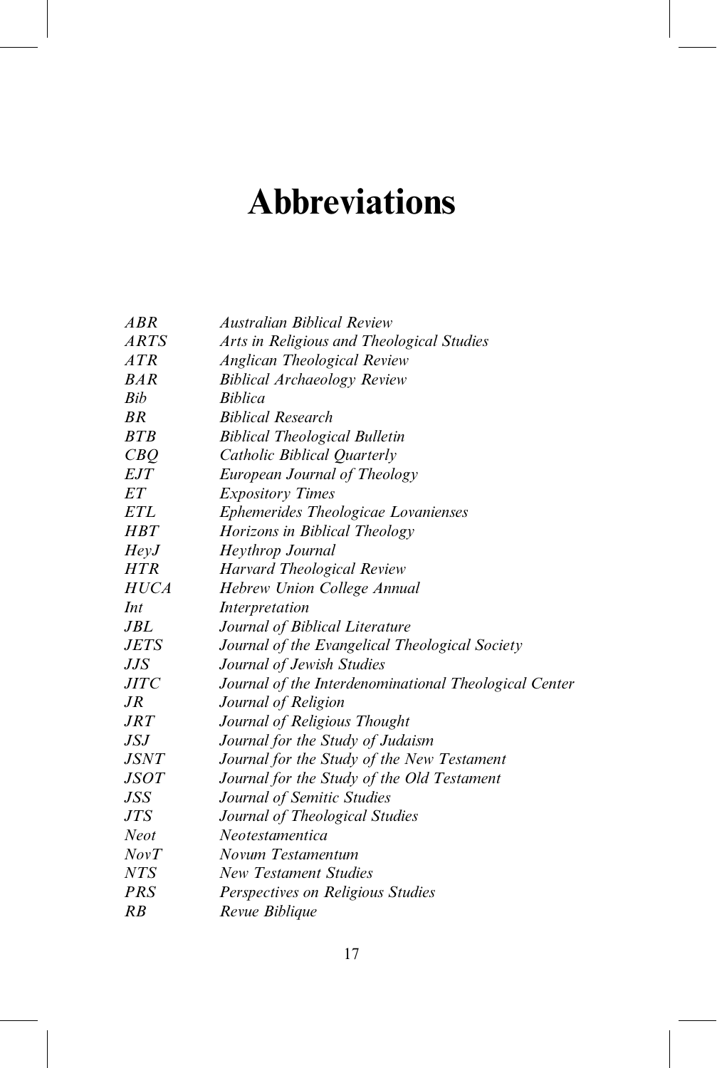# Abbreviations

| | |
|---|---|
| *ABR* | *Australian Biblical Review* |
| *ARTS* | *Arts in Religious and Theological Studies* |
| *ATR* | *Anglican Theological Review* |
| *BAR* | *Biblical Archaeology Review* |
| *Bib* | *Biblica* |
| *BR* | *Biblical Research* |
| *BTB* | *Biblical Theological Bulletin* |
| *CBQ* | *Catholic Biblical Quarterly* |
| *EJT* | *European Journal of Theology* |
| *ET* | *Expository Times* |
| *ETL* | *Ephemerides Theologicae Lovanienses* |
| *HBT* | *Horizons in Biblical Theology* |
| *HeyJ* | *Heythrop Journal* |
| *HTR* | *Harvard Theological Review* |
| *HUCA* | *Hebrew Union College Annual* |
| *Int* | *Interpretation* |
| *JBL* | *Journal of Biblical Literature* |
| *JETS* | *Journal of the Evangelical Theological Society* |
| *JJS* | *Journal of Jewish Studies* |
| *JITC* | *Journal of the Interdenominational Theological Center* |
| *JR* | *Journal of Religion* |
| *JRT* | *Journal of Religious Thought* |
| *JSJ* | *Journal for the Study of Judaism* |
| *JSNT* | *Journal for the Study of the New Testament* |
| *JSOT* | *Journal for the Study of the Old Testament* |
| *JSS* | *Journal of Semitic Studies* |
| *JTS* | *Journal of Theological Studies* |
| *Neot* | *Neotestamentica* |
| *NovT* | *Novum Testamentum* |
| *NTS* | *New Testament Studies* |
| *PRS* | *Perspectives on Religious Studies* |
| *RB* | *Revue Biblique* |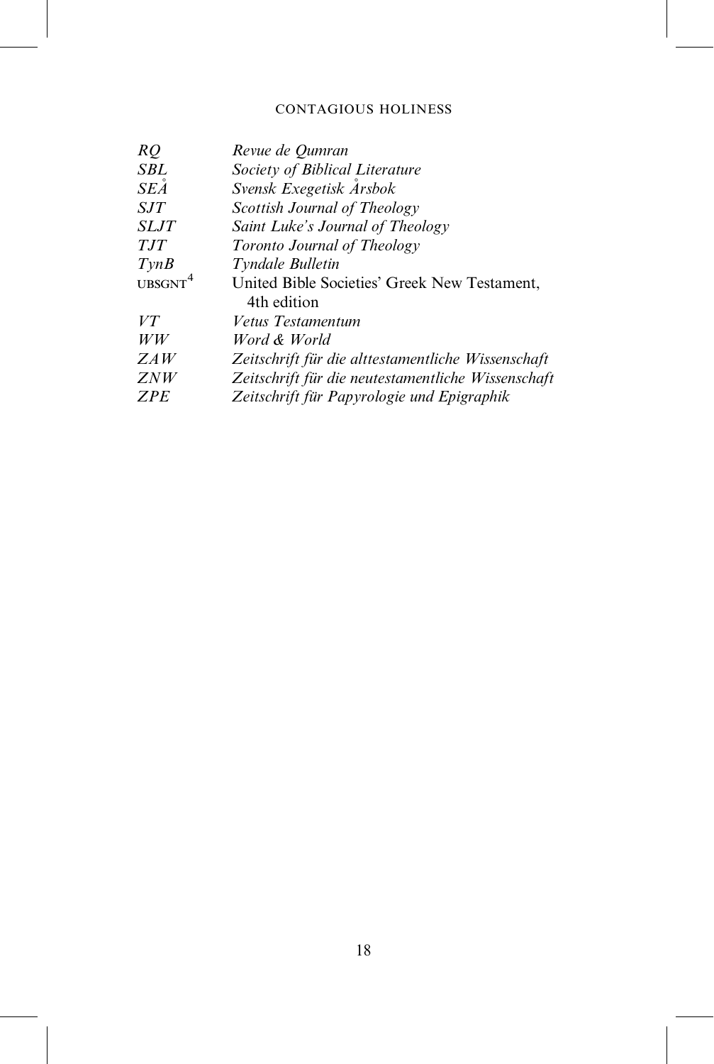| | |
|---|---|
| *RQ* | *Revue de Qumran* |
| *SBL* | *Society of Biblical Literature* |
| *SEÅ* | *Svensk Exegetisk Årsbok* |
| *SJT* | *Scottish Journal of Theology* |
| *SLJT* | *Saint Luke's Journal of Theology* |
| *TJT* | *Toronto Journal of Theology* |
| *TynB* | *Tyndale Bulletin* |
| UBSGNT[4] | United Bible Societies' Greek New Testament, 4th edition |
| *VT* | *Vetus Testamentum* |
| *WW* | *Word & World* |
| *ZAW* | *Zeitschrift für die alttestamentliche Wissenschaft* |
| *ZNW* | *Zeitschrift für die neutestamentliche Wissenschaft* |
| *ZPE* | *Zeitschrift für Papyrologie und Epigraphik* |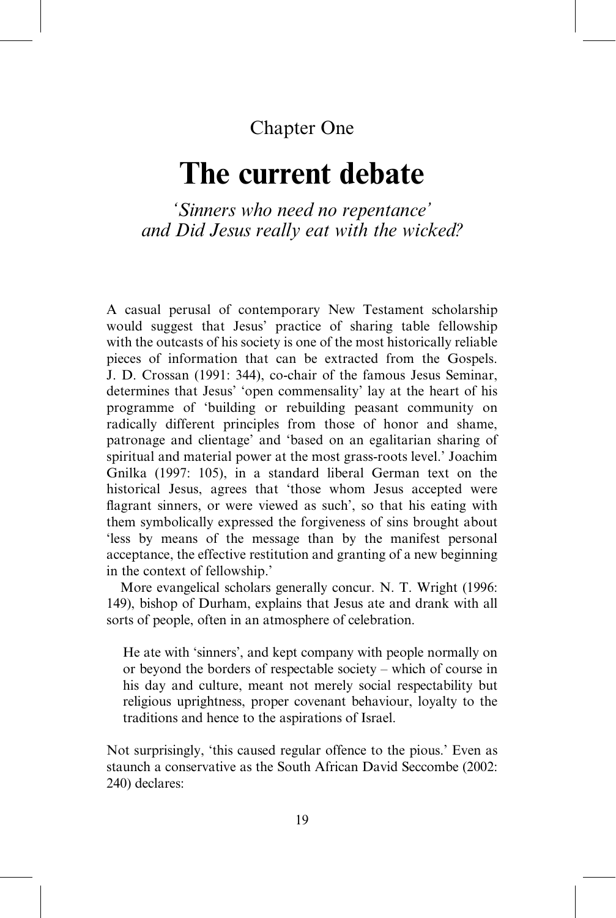## Chapter One

# The current debate

*'Sinners who need no repentance' and Did Jesus really eat with the wicked?*

A casual perusal of contemporary New Testament scholarship would suggest that Jesus' practice of sharing table fellowship with the outcasts of his society is one of the most historically reliable pieces of information that can be extracted from the Gospels. J. D. Crossan (1991: 344), co-chair of the famous Jesus Seminar, determines that Jesus' 'open commensality' lay at the heart of his programme of 'building or rebuilding peasant community on radically different principles from those of honor and shame, patronage and clientage' and 'based on an egalitarian sharing of spiritual and material power at the most grass-roots level.' Joachim Gnilka (1997: 105), in a standard liberal German text on the historical Jesus, agrees that 'those whom Jesus accepted were flagrant sinners, or were viewed as such', so that his eating with them symbolically expressed the forgiveness of sins brought about 'less by means of the message than by the manifest personal acceptance, the effective restitution and granting of a new beginning in the context of fellowship.'

More evangelical scholars generally concur. N. T. Wright (1996: 149), bishop of Durham, explains that Jesus ate and drank with all sorts of people, often in an atmosphere of celebration.

> He ate with 'sinners', and kept company with people normally on or beyond the borders of respectable society – which of course in his day and culture, meant not merely social respectability but religious uprightness, proper covenant behaviour, loyalty to the traditions and hence to the aspirations of Israel.

Not surprisingly, 'this caused regular offence to the pious.' Even as staunch a conservative as the South African David Seccombe (2002: 240) declares: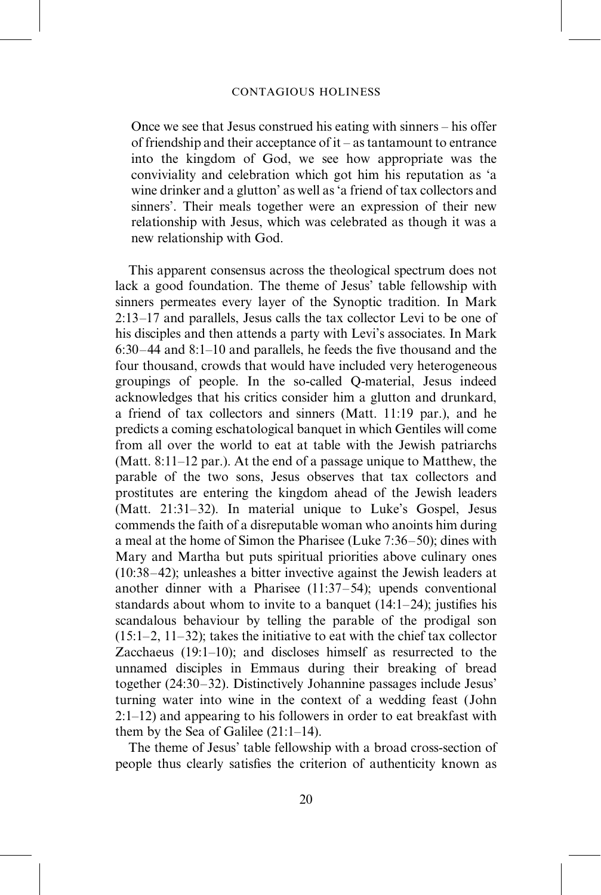> Once we see that Jesus construed his eating with sinners – his offer of friendship and their acceptance of it – as tantamount to entrance into the kingdom of God, we see how appropriate was the conviviality and celebration which got him his reputation as 'a wine drinker and a glutton' as well as 'a friend of tax collectors and sinners'. Their meals together were an expression of their new relationship with Jesus, which was celebrated as though it was a new relationship with God.

This apparent consensus across the theological spectrum does not lack a good foundation. The theme of Jesus' table fellowship with sinners permeates every layer of the Synoptic tradition. In Mark 2:13–17 and parallels, Jesus calls the tax collector Levi to be one of his disciples and then attends a party with Levi's associates. In Mark 6:30–44 and 8:1–10 and parallels, he feeds the five thousand and the four thousand, crowds that would have included very heterogeneous groupings of people. In the so-called Q-material, Jesus indeed acknowledges that his critics consider him a glutton and drunkard, a friend of tax collectors and sinners (Matt. 11:19 par.), and he predicts a coming eschatological banquet in which Gentiles will come from all over the world to eat at table with the Jewish patriarchs (Matt. 8:11–12 par.). At the end of a passage unique to Matthew, the parable of the two sons, Jesus observes that tax collectors and prostitutes are entering the kingdom ahead of the Jewish leaders (Matt. 21:31–32). In material unique to Luke's Gospel, Jesus commends the faith of a disreputable woman who anoints him during a meal at the home of Simon the Pharisee (Luke 7:36–50); dines with Mary and Martha but puts spiritual priorities above culinary ones (10:38–42); unleashes a bitter invective against the Jewish leaders at another dinner with a Pharisee (11:37–54); upends conventional standards about whom to invite to a banquet (14:1–24); justifies his scandalous behaviour by telling the parable of the prodigal son (15:1–2, 11–32); takes the initiative to eat with the chief tax collector Zacchaeus (19:1–10); and discloses himself as resurrected to the unnamed disciples in Emmaus during their breaking of bread together (24:30–32). Distinctively Johannine passages include Jesus' turning water into wine in the context of a wedding feast (John 2:1–12) and appearing to his followers in order to eat breakfast with them by the Sea of Galilee (21:1–14).

The theme of Jesus' table fellowship with a broad cross-section of people thus clearly satisfies the criterion of authenticity known as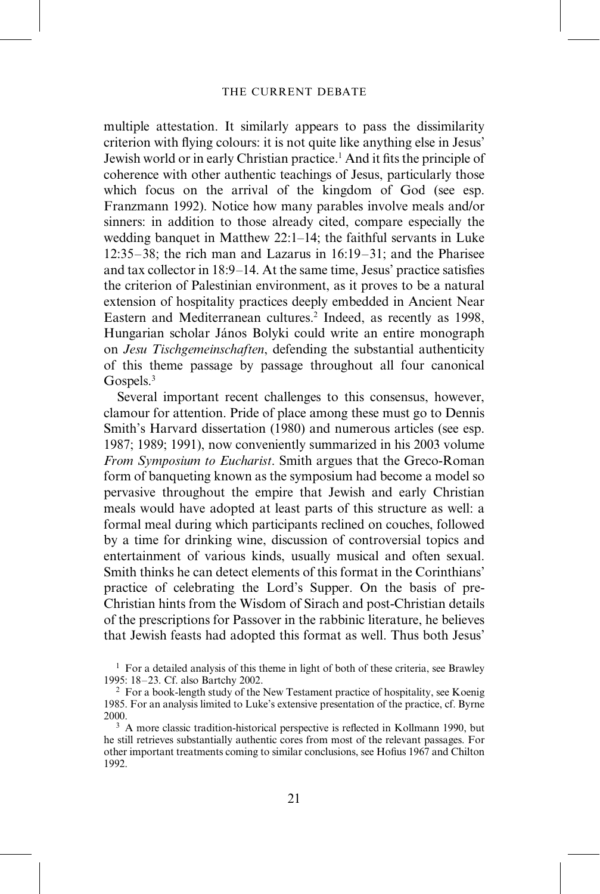multiple attestation. It similarly appears to pass the dissimilarity criterion with flying colours: it is not quite like anything else in Jesus' Jewish world or in early Christian practice.[1] And it fits the principle of coherence with other authentic teachings of Jesus, particularly those which focus on the arrival of the kingdom of God (see esp. Franzmann 1992). Notice how many parables involve meals and/or sinners: in addition to those already cited, compare especially the wedding banquet in Matthew 22:1–14; the faithful servants in Luke 12:35–38; the rich man and Lazarus in 16:19–31; and the Pharisee and tax collector in 18:9–14. At the same time, Jesus' practice satisfies the criterion of Palestinian environment, as it proves to be a natural extension of hospitality practices deeply embedded in Ancient Near Eastern and Mediterranean cultures.[2] Indeed, as recently as 1998, Hungarian scholar János Bolyki could write an entire monograph on *Jesu Tischgemeinschaften*, defending the substantial authenticity of this theme passage by passage throughout all four canonical Gospels.[3]

Several important recent challenges to this consensus, however, clamour for attention. Pride of place among these must go to Dennis Smith's Harvard dissertation (1980) and numerous articles (see esp. 1987; 1989; 1991), now conveniently summarized in his 2003 volume *From Symposium to Eucharist*. Smith argues that the Greco-Roman form of banqueting known as the symposium had become a model so pervasive throughout the empire that Jewish and early Christian meals would have adopted at least parts of this structure as well: a formal meal during which participants reclined on couches, followed by a time for drinking wine, discussion of controversial topics and entertainment of various kinds, usually musical and often sexual. Smith thinks he can detect elements of this format in the Corinthians' practice of celebrating the Lord's Supper. On the basis of pre-Christian hints from the Wisdom of Sirach and post-Christian details of the prescriptions for Passover in the rabbinic literature, he believes that Jewish feasts had adopted this format as well. Thus both Jesus'

[1] For a detailed analysis of this theme in light of both of these criteria, see Brawley 1995: 18–23. Cf. also Bartchy 2002.

[2] For a book-length study of the New Testament practice of hospitality, see Koenig 1985. For an analysis limited to Luke's extensive presentation of the practice, cf. Byrne 2000.

[3] A more classic tradition-historical perspective is reflected in Kollmann 1990, but he still retrieves substantially authentic cores from most of the relevant passages. For other important treatments coming to similar conclusions, see Hofius 1967 and Chilton 1992.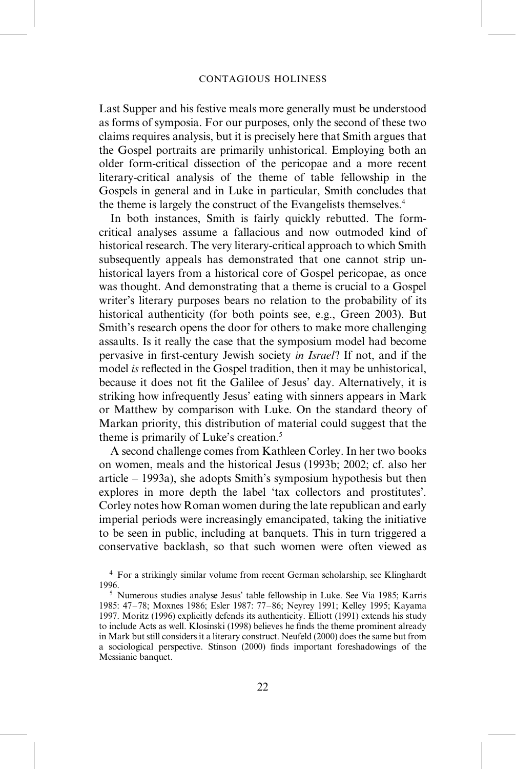Last Supper and his festive meals more generally must be understood as forms of symposia. For our purposes, only the second of these two claims requires analysis, but it is precisely here that Smith argues that the Gospel portraits are primarily unhistorical. Employing both an older form-critical dissection of the pericopae and a more recent literary-critical analysis of the theme of table fellowship in the Gospels in general and in Luke in particular, Smith concludes that the theme is largely the construct of the Evangelists themselves.[4]

In both instances, Smith is fairly quickly rebutted. The form-critical analyses assume a fallacious and now outmoded kind of historical research. The very literary-critical approach to which Smith subsequently appeals has demonstrated that one cannot strip unhistorical layers from a historical core of Gospel pericopae, as once was thought. And demonstrating that a theme is crucial to a Gospel writer's literary purposes bears no relation to the probability of its historical authenticity (for both points see, e.g., Green 2003). But Smith's research opens the door for others to make more challenging assaults. Is it really the case that the symposium model had become pervasive in first-century Jewish society *in Israel*? If not, and if the model *is* reflected in the Gospel tradition, then it may be unhistorical, because it does not fit the Galilee of Jesus' day. Alternatively, it is striking how infrequently Jesus' eating with sinners appears in Mark or Matthew by comparison with Luke. On the standard theory of Markan priority, this distribution of material could suggest that the theme is primarily of Luke's creation.[5]

A second challenge comes from Kathleen Corley. In her two books on women, meals and the historical Jesus (1993b; 2002; cf. also her article – 1993a), she adopts Smith's symposium hypothesis but then explores in more depth the label 'tax collectors and prostitutes'. Corley notes how Roman women during the late republican and early imperial periods were increasingly emancipated, taking the initiative to be seen in public, including at banquets. This in turn triggered a conservative backlash, so that such women were often viewed as

[4] For a strikingly similar volume from recent German scholarship, see Klinghardt 1996.

[5] Numerous studies analyse Jesus' table fellowship in Luke. See Via 1985; Karris 1985: 47–78; Moxnes 1986; Esler 1987: 77–86; Neyrey 1991; Kelley 1995; Kayama 1997. Moritz (1996) explicitly defends its authenticity. Elliott (1991) extends his study to include Acts as well. Klosinski (1998) believes he finds the theme prominent already in Mark but still considers it a literary construct. Neufeld (2000) does the same but from a sociological perspective. Stinson (2000) finds important foreshadowings of the Messianic banquet.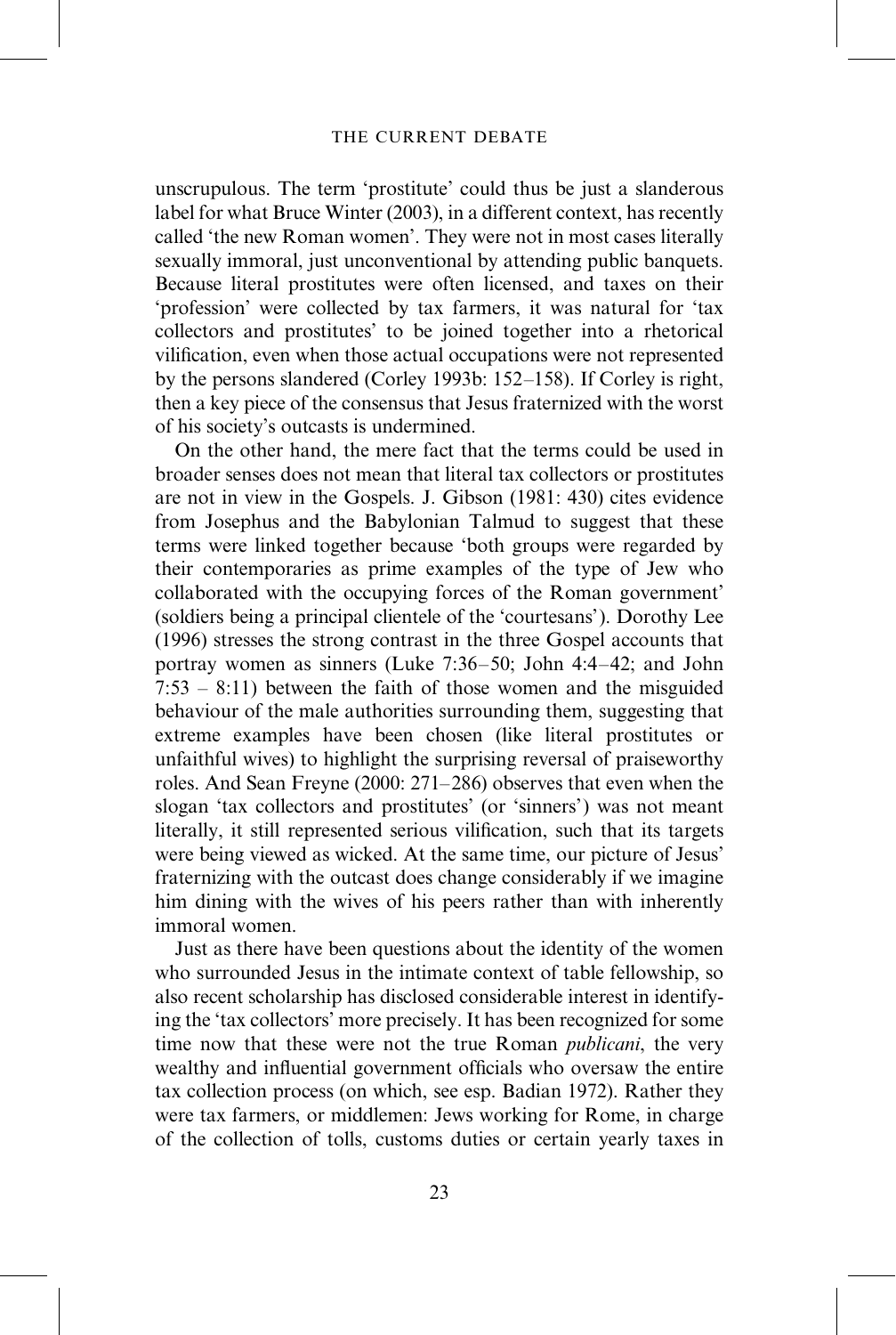unscrupulous. The term 'prostitute' could thus be just a slanderous label for what Bruce Winter (2003), in a different context, has recently called 'the new Roman women'. They were not in most cases literally sexually immoral, just unconventional by attending public banquets. Because literal prostitutes were often licensed, and taxes on their 'profession' were collected by tax farmers, it was natural for 'tax collectors and prostitutes' to be joined together into a rhetorical vilification, even when those actual occupations were not represented by the persons slandered (Corley 1993b: 152–158). If Corley is right, then a key piece of the consensus that Jesus fraternized with the worst of his society's outcasts is undermined.

On the other hand, the mere fact that the terms could be used in broader senses does not mean that literal tax collectors or prostitutes are not in view in the Gospels. J. Gibson (1981: 430) cites evidence from Josephus and the Babylonian Talmud to suggest that these terms were linked together because 'both groups were regarded by their contemporaries as prime examples of the type of Jew who collaborated with the occupying forces of the Roman government' (soldiers being a principal clientele of the 'courtesans'). Dorothy Lee (1996) stresses the strong contrast in the three Gospel accounts that portray women as sinners (Luke 7:36–50; John 4:4–42; and John 7:53 – 8:11) between the faith of those women and the misguided behaviour of the male authorities surrounding them, suggesting that extreme examples have been chosen (like literal prostitutes or unfaithful wives) to highlight the surprising reversal of praiseworthy roles. And Sean Freyne (2000: 271–286) observes that even when the slogan 'tax collectors and prostitutes' (or 'sinners') was not meant literally, it still represented serious vilification, such that its targets were being viewed as wicked. At the same time, our picture of Jesus' fraternizing with the outcast does change considerably if we imagine him dining with the wives of his peers rather than with inherently immoral women.

Just as there have been questions about the identity of the women who surrounded Jesus in the intimate context of table fellowship, so also recent scholarship has disclosed considerable interest in identifying the 'tax collectors' more precisely. It has been recognized for some time now that these were not the true Roman *publicani*, the very wealthy and influential government officials who oversaw the entire tax collection process (on which, see esp. Badian 1972). Rather they were tax farmers, or middlemen: Jews working for Rome, in charge of the collection of tolls, customs duties or certain yearly taxes in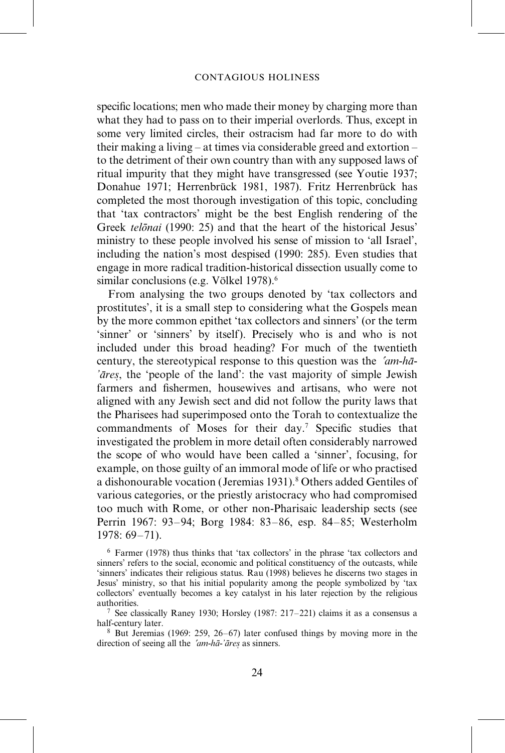specific locations; men who made their money by charging more than what they had to pass on to their imperial overlords. Thus, except in some very limited circles, their ostracism had far more to do with their making a living – at times via considerable greed and extortion – to the detriment of their own country than with any supposed laws of ritual impurity that they might have transgressed (see Youtie 1937; Donahue 1971; Herrenbrück 1981, 1987). Fritz Herrenbrück has completed the most thorough investigation of this topic, concluding that 'tax contractors' might be the best English rendering of the Greek *telōnai* (1990: 25) and that the heart of the historical Jesus' ministry to these people involved his sense of mission to 'all Israel', including the nation's most despised (1990: 285). Even studies that engage in more radical tradition-historical dissection usually come to similar conclusions (e.g. Völkel 1978).[6]

From analysing the two groups denoted by 'tax collectors and prostitutes', it is a small step to considering what the Gospels mean by the more common epithet 'tax collectors and sinners' (or the term 'sinner' or 'sinners' by itself). Precisely who is and who is not included under this broad heading? For much of the twentieth century, the stereotypical response to this question was the *ʿam-hā-ʾāreṣ*, the 'people of the land': the vast majority of simple Jewish farmers and fishermen, housewives and artisans, who were not aligned with any Jewish sect and did not follow the purity laws that the Pharisees had superimposed onto the Torah to contextualize the commandments of Moses for their day.[7] Specific studies that investigated the problem in more detail often considerably narrowed the scope of who would have been called a 'sinner', focusing, for example, on those guilty of an immoral mode of life or who practised a dishonourable vocation (Jeremias 1931).[8] Others added Gentiles of various categories, or the priestly aristocracy who had compromised too much with Rome, or other non-Pharisaic leadership sects (see Perrin 1967: 93–94; Borg 1984: 83–86, esp. 84–85; Westerholm 1978: 69–71).

[6] Farmer (1978) thus thinks that 'tax collectors' in the phrase 'tax collectors and sinners' refers to the social, economic and political constituency of the outcasts, while 'sinners' indicates their religious status. Rau (1998) believes he discerns two stages in Jesus' ministry, so that his initial popularity among the people symbolized by 'tax collectors' eventually becomes a key catalyst in his later rejection by the religious authorities.

[7] See classically Raney 1930; Horsley (1987: 217–221) claims it as a consensus a half-century later.

[8] But Jeremias (1969: 259, 26–67) later confused things by moving more in the direction of seeing all the *ʿam-hā-ʾāreṣ* as sinners.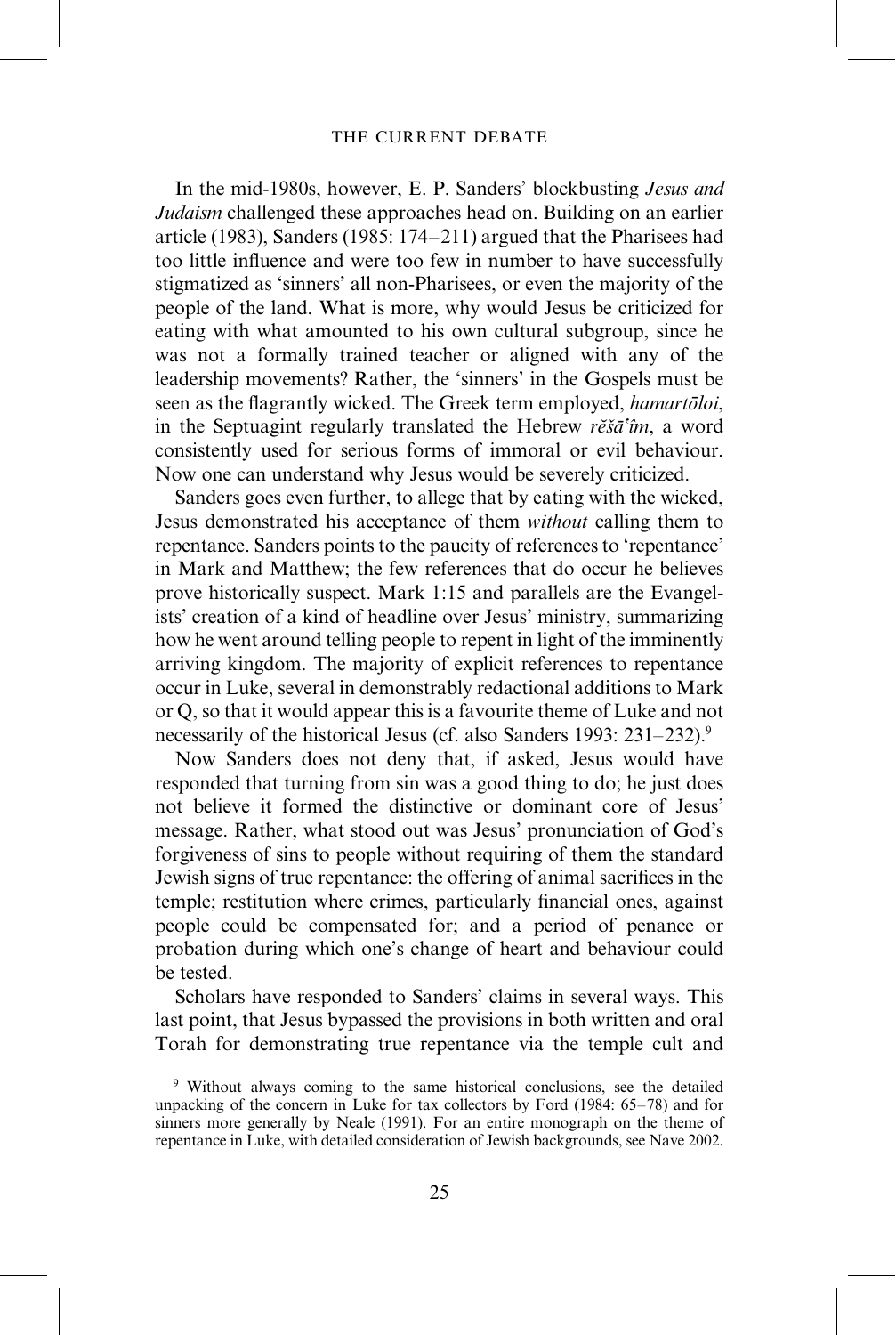In the mid-1980s, however, E. P. Sanders' blockbusting *Jesus and Judaism* challenged these approaches head on. Building on an earlier article (1983), Sanders (1985: 174–211) argued that the Pharisees had too little influence and were too few in number to have successfully stigmatized as 'sinners' all non-Pharisees, or even the majority of the people of the land. What is more, why would Jesus be criticized for eating with what amounted to his own cultural subgroup, since he was not a formally trained teacher or aligned with any of the leadership movements? Rather, the 'sinners' in the Gospels must be seen as the flagrantly wicked. The Greek term employed, *hamartōloi*, in the Septuagint regularly translated the Hebrew *rĕšāʿîm*, a word consistently used for serious forms of immoral or evil behaviour. Now one can understand why Jesus would be severely criticized.

Sanders goes even further, to allege that by eating with the wicked, Jesus demonstrated his acceptance of them *without* calling them to repentance. Sanders points to the paucity of references to 'repentance' in Mark and Matthew; the few references that do occur he believes prove historically suspect. Mark 1:15 and parallels are the Evangelists' creation of a kind of headline over Jesus' ministry, summarizing how he went around telling people to repent in light of the imminently arriving kingdom. The majority of explicit references to repentance occur in Luke, several in demonstrably redactional additions to Mark or Q, so that it would appear this is a favourite theme of Luke and not necessarily of the historical Jesus (cf. also Sanders 1993: 231–232).[9]

Now Sanders does not deny that, if asked, Jesus would have responded that turning from sin was a good thing to do; he just does not believe it formed the distinctive or dominant core of Jesus' message. Rather, what stood out was Jesus' pronunciation of God's forgiveness of sins to people without requiring of them the standard Jewish signs of true repentance: the offering of animal sacrifices in the temple; restitution where crimes, particularly financial ones, against people could be compensated for; and a period of penance or probation during which one's change of heart and behaviour could be tested.

Scholars have responded to Sanders' claims in several ways. This last point, that Jesus bypassed the provisions in both written and oral Torah for demonstrating true repentance via the temple cult and

[9] Without always coming to the same historical conclusions, see the detailed unpacking of the concern in Luke for tax collectors by Ford (1984: 65–78) and for sinners more generally by Neale (1991). For an entire monograph on the theme of repentance in Luke, with detailed consideration of Jewish backgrounds, see Nave 2002.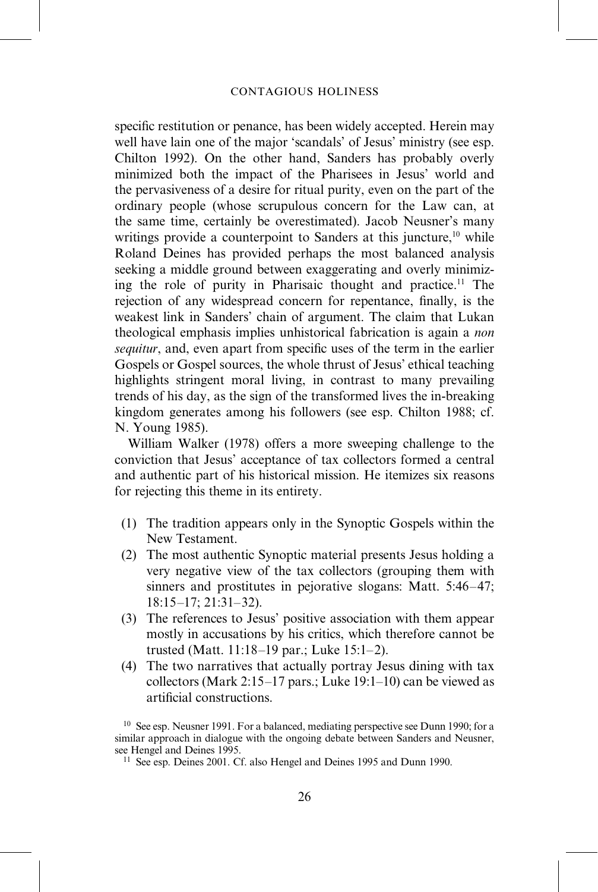specific restitution or penance, has been widely accepted. Herein may well have lain one of the major 'scandals' of Jesus' ministry (see esp. Chilton 1992). On the other hand, Sanders has probably overly minimized both the impact of the Pharisees in Jesus' world and the pervasiveness of a desire for ritual purity, even on the part of the ordinary people (whose scrupulous concern for the Law can, at the same time, certainly be overestimated). Jacob Neusner's many writings provide a counterpoint to Sanders at this juncture,[10] while Roland Deines has provided perhaps the most balanced analysis seeking a middle ground between exaggerating and overly minimizing the role of purity in Pharisaic thought and practice.[11] The rejection of any widespread concern for repentance, finally, is the weakest link in Sanders' chain of argument. The claim that Lukan theological emphasis implies unhistorical fabrication is again a *non sequitur*, and, even apart from specific uses of the term in the earlier Gospels or Gospel sources, the whole thrust of Jesus' ethical teaching highlights stringent moral living, in contrast to many prevailing trends of his day, as the sign of the transformed lives the in-breaking kingdom generates among his followers (see esp. Chilton 1988; cf. N. Young 1985).

William Walker (1978) offers a more sweeping challenge to the conviction that Jesus' acceptance of tax collectors formed a central and authentic part of his historical mission. He itemizes six reasons for rejecting this theme in its entirety.

(1) The tradition appears only in the Synoptic Gospels within the New Testament.
(2) The most authentic Synoptic material presents Jesus holding a very negative view of the tax collectors (grouping them with sinners and prostitutes in pejorative slogans: Matt. 5:46–47; 18:15–17; 21:31–32).
(3) The references to Jesus' positive association with them appear mostly in accusations by his critics, which therefore cannot be trusted (Matt. 11:18–19 par.; Luke 15:1–2).
(4) The two narratives that actually portray Jesus dining with tax collectors (Mark 2:15–17 pars.; Luke 19:1–10) can be viewed as artificial constructions.

[10] See esp. Neusner 1991. For a balanced, mediating perspective see Dunn 1990; for a similar approach in dialogue with the ongoing debate between Sanders and Neusner, see Hengel and Deines 1995.

[11] See esp. Deines 2001. Cf. also Hengel and Deines 1995 and Dunn 1990.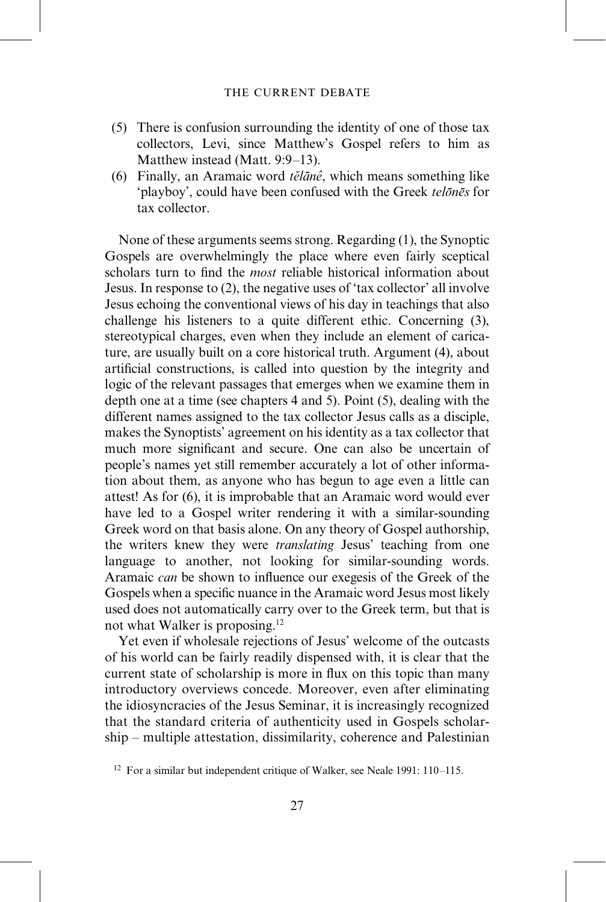(5) There is confusion surrounding the identity of one of those tax collectors, Levi, since Matthew's Gospel refers to him as Matthew instead (Matt. 9:9–13).

(6) Finally, an Aramaic word *tĕlānê*, which means something like 'playboy', could have been confused with the Greek *telōnēs* for tax collector.

None of these arguments seems strong. Regarding (1), the Synoptic Gospels are overwhelmingly the place where even fairly sceptical scholars turn to find the *most* reliable historical information about Jesus. In response to (2), the negative uses of 'tax collector' all involve Jesus echoing the conventional views of his day in teachings that also challenge his listeners to a quite different ethic. Concerning (3), stereotypical charges, even when they include an element of caricature, are usually built on a core historical truth. Argument (4), about artificial constructions, is called into question by the integrity and logic of the relevant passages that emerges when we examine them in depth one at a time (see chapters 4 and 5). Point (5), dealing with the different names assigned to the tax collector Jesus calls as a disciple, makes the Synoptists' agreement on his identity as a tax collector that much more significant and secure. One can also be uncertain of people's names yet still remember accurately a lot of other information about them, as anyone who has begun to age even a little can attest! As for (6), it is improbable that an Aramaic word would ever have led to a Gospel writer rendering it with a similar-sounding Greek word on that basis alone. On any theory of Gospel authorship, the writers knew they were *translating* Jesus' teaching from one language to another, not looking for similar-sounding words. Aramaic *can* be shown to influence our exegesis of the Greek of the Gospels when a specific nuance in the Aramaic word Jesus most likely used does not automatically carry over to the Greek term, but that is not what Walker is proposing.[12]

Yet even if wholesale rejections of Jesus' welcome of the outcasts of his world can be fairly readily dispensed with, it is clear that the current state of scholarship is more in flux on this topic than many introductory overviews concede. Moreover, even after eliminating the idiosyncracies of the Jesus Seminar, it is increasingly recognized that the standard criteria of authenticity used in Gospels scholarship – multiple attestation, dissimilarity, coherence and Palestinian

[12] For a similar but independent critique of Walker, see Neale 1991: 110–115.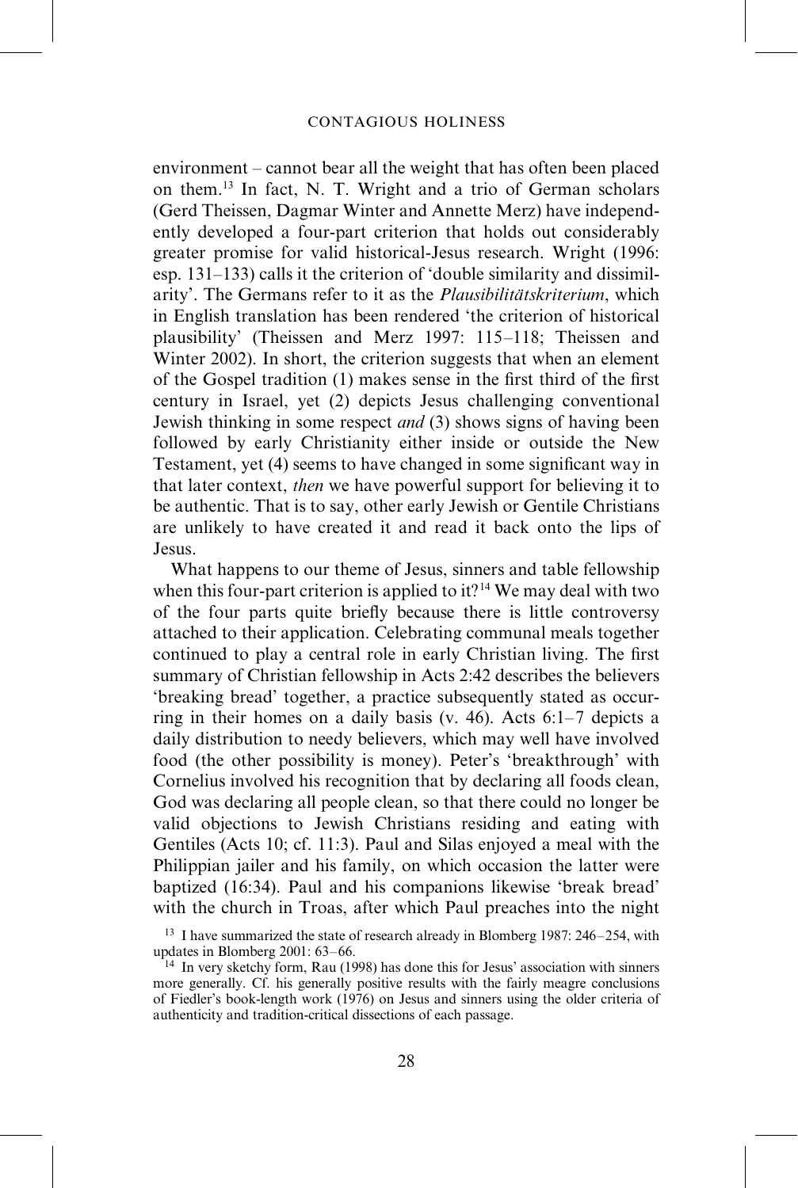environment – cannot bear all the weight that has often been placed on them.[13] In fact, N. T. Wright and a trio of German scholars (Gerd Theissen, Dagmar Winter and Annette Merz) have independently developed a four-part criterion that holds out considerably greater promise for valid historical-Jesus research. Wright (1996: esp. 131–133) calls it the criterion of 'double similarity and dissimilarity'. The Germans refer to it as the *Plausibilitätskriterium*, which in English translation has been rendered 'the criterion of historical plausibility' (Theissen and Merz 1997: 115–118; Theissen and Winter 2002). In short, the criterion suggests that when an element of the Gospel tradition (1) makes sense in the first third of the first century in Israel, yet (2) depicts Jesus challenging conventional Jewish thinking in some respect *and* (3) shows signs of having been followed by early Christianity either inside or outside the New Testament, yet (4) seems to have changed in some significant way in that later context, *then* we have powerful support for believing it to be authentic. That is to say, other early Jewish or Gentile Christians are unlikely to have created it and read it back onto the lips of Jesus.

What happens to our theme of Jesus, sinners and table fellowship when this four-part criterion is applied to it?[14] We may deal with two of the four parts quite briefly because there is little controversy attached to their application. Celebrating communal meals together continued to play a central role in early Christian living. The first summary of Christian fellowship in Acts 2:42 describes the believers 'breaking bread' together, a practice subsequently stated as occurring in their homes on a daily basis (v. 46). Acts 6:1–7 depicts a daily distribution to needy believers, which may well have involved food (the other possibility is money). Peter's 'breakthrough' with Cornelius involved his recognition that by declaring all foods clean, God was declaring all people clean, so that there could no longer be valid objections to Jewish Christians residing and eating with Gentiles (Acts 10; cf. 11:3). Paul and Silas enjoyed a meal with the Philippian jailer and his family, on which occasion the latter were baptized (16:34). Paul and his companions likewise 'break bread' with the church in Troas, after which Paul preaches into the night

[13] I have summarized the state of research already in Blomberg 1987: 246–254, with updates in Blomberg 2001: 63–66.

[14] In very sketchy form, Rau (1998) has done this for Jesus' association with sinners more generally. Cf. his generally positive results with the fairly meagre conclusions of Fiedler's book-length work (1976) on Jesus and sinners using the older criteria of authenticity and tradition-critical dissections of each passage.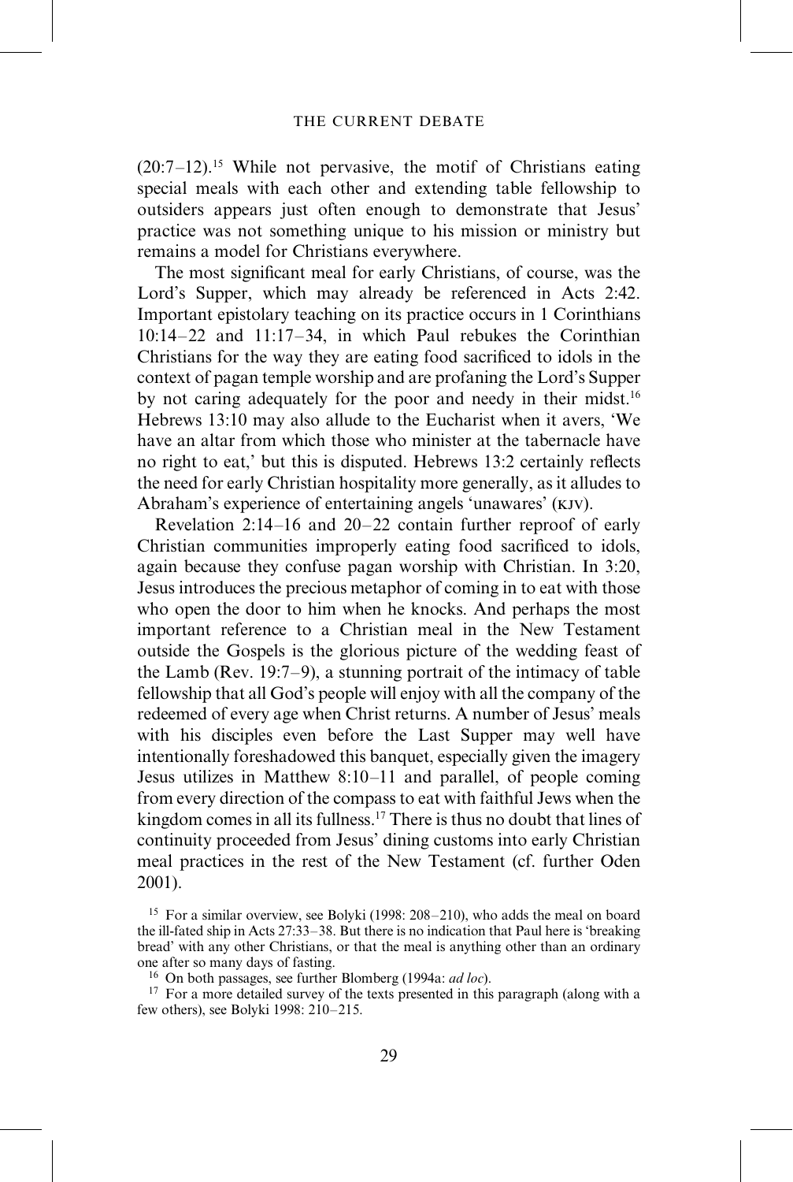(20:7–12).[15] While not pervasive, the motif of Christians eating special meals with each other and extending table fellowship to outsiders appears just often enough to demonstrate that Jesus' practice was not something unique to his mission or ministry but remains a model for Christians everywhere.

The most significant meal for early Christians, of course, was the Lord's Supper, which may already be referenced in Acts 2:42. Important epistolary teaching on its practice occurs in 1 Corinthians 10:14–22 and 11:17–34, in which Paul rebukes the Corinthian Christians for the way they are eating food sacrificed to idols in the context of pagan temple worship and are profaning the Lord's Supper by not caring adequately for the poor and needy in their midst.[16] Hebrews 13:10 may also allude to the Eucharist when it avers, 'We have an altar from which those who minister at the tabernacle have no right to eat,' but this is disputed. Hebrews 13:2 certainly reflects the need for early Christian hospitality more generally, as it alludes to Abraham's experience of entertaining angels 'unawares' (KJV).

Revelation 2:14–16 and 20–22 contain further reproof of early Christian communities improperly eating food sacrificed to idols, again because they confuse pagan worship with Christian. In 3:20, Jesus introduces the precious metaphor of coming in to eat with those who open the door to him when he knocks. And perhaps the most important reference to a Christian meal in the New Testament outside the Gospels is the glorious picture of the wedding feast of the Lamb (Rev. 19:7–9), a stunning portrait of the intimacy of table fellowship that all God's people will enjoy with all the company of the redeemed of every age when Christ returns. A number of Jesus' meals with his disciples even before the Last Supper may well have intentionally foreshadowed this banquet, especially given the imagery Jesus utilizes in Matthew 8:10–11 and parallel, of people coming from every direction of the compass to eat with faithful Jews when the kingdom comes in all its fullness.[17] There is thus no doubt that lines of continuity proceeded from Jesus' dining customs into early Christian meal practices in the rest of the New Testament (cf. further Oden 2001).

---

[15] For a similar overview, see Bolyki (1998: 208–210), who adds the meal on board the ill-fated ship in Acts 27:33–38. But there is no indication that Paul here is 'breaking bread' with any other Christians, or that the meal is anything other than an ordinary one after so many days of fasting.

[16] On both passages, see further Blomberg (1994a: *ad loc*).

[17] For a more detailed survey of the texts presented in this paragraph (along with a few others), see Bolyki 1998: 210–215.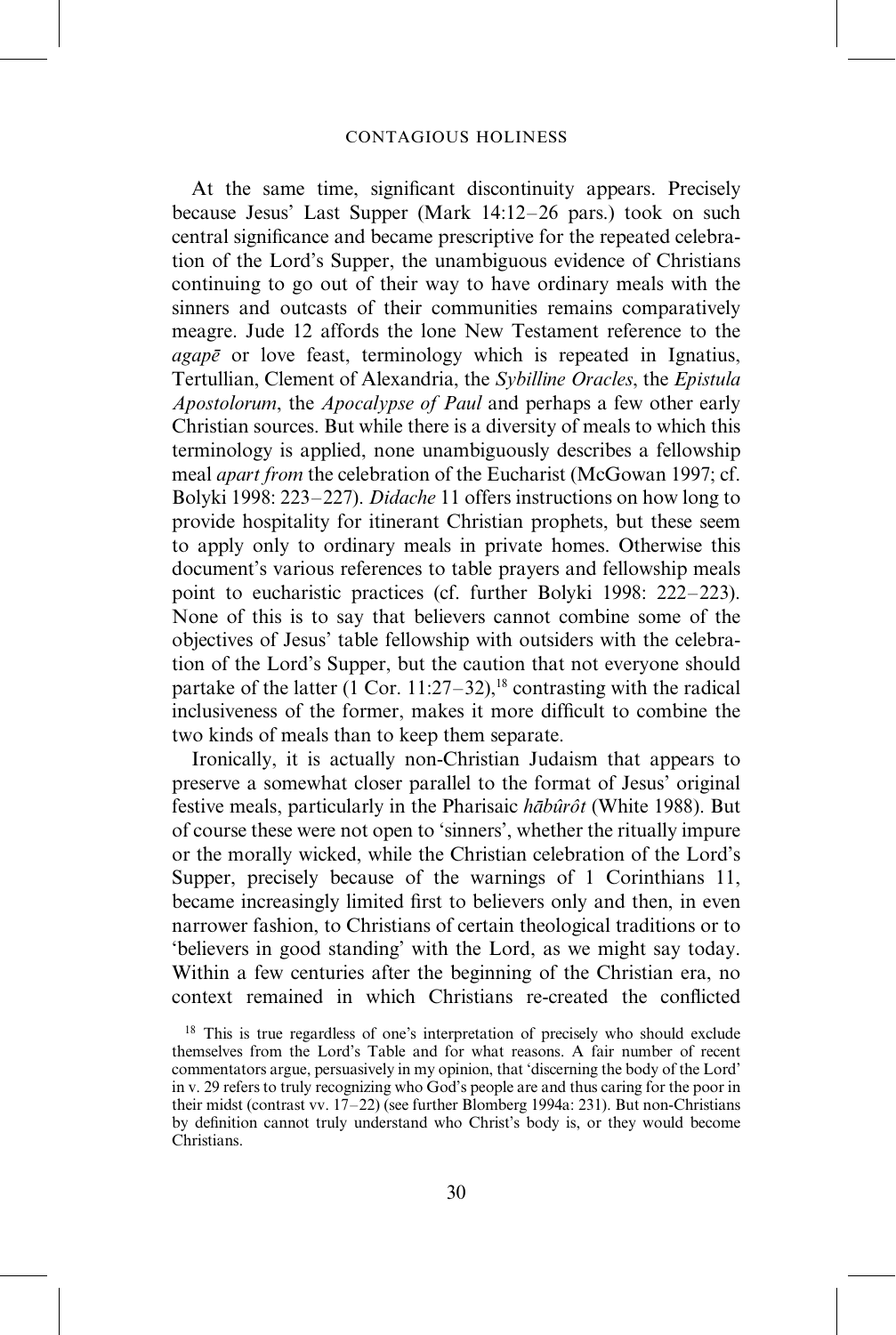At the same time, significant discontinuity appears. Precisely because Jesus' Last Supper (Mark 14:12–26 pars.) took on such central significance and became prescriptive for the repeated celebration of the Lord's Supper, the unambiguous evidence of Christians continuing to go out of their way to have ordinary meals with the sinners and outcasts of their communities remains comparatively meagre. Jude 12 affords the lone New Testament reference to the *agapē* or love feast, terminology which is repeated in Ignatius, Tertullian, Clement of Alexandria, the *Sybilline Oracles*, the *Epistula Apostolorum*, the *Apocalypse of Paul* and perhaps a few other early Christian sources. But while there is a diversity of meals to which this terminology is applied, none unambiguously describes a fellowship meal *apart from* the celebration of the Eucharist (McGowan 1997; cf. Bolyki 1998: 223–227). *Didache* 11 offers instructions on how long to provide hospitality for itinerant Christian prophets, but these seem to apply only to ordinary meals in private homes. Otherwise this document's various references to table prayers and fellowship meals point to eucharistic practices (cf. further Bolyki 1998: 222–223). None of this is to say that believers cannot combine some of the objectives of Jesus' table fellowship with outsiders with the celebration of the Lord's Supper, but the caution that not everyone should partake of the latter (1 Cor. 11:27–32),[18] contrasting with the radical inclusiveness of the former, makes it more difficult to combine the two kinds of meals than to keep them separate.

Ironically, it is actually non-Christian Judaism that appears to preserve a somewhat closer parallel to the format of Jesus' original festive meals, particularly in the Pharisaic *hābûrôt* (White 1988). But of course these were not open to 'sinners', whether the ritually impure or the morally wicked, while the Christian celebration of the Lord's Supper, precisely because of the warnings of 1 Corinthians 11, became increasingly limited first to believers only and then, in even narrower fashion, to Christians of certain theological traditions or to 'believers in good standing' with the Lord, as we might say today. Within a few centuries after the beginning of the Christian era, no context remained in which Christians re-created the conflicted

[18] This is true regardless of one's interpretation of precisely who should exclude themselves from the Lord's Table and for what reasons. A fair number of recent commentators argue, persuasively in my opinion, that 'discerning the body of the Lord' in v. 29 refers to truly recognizing who God's people are and thus caring for the poor in their midst (contrast vv. 17–22) (see further Blomberg 1994a: 231). But non-Christians by definition cannot truly understand who Christ's body is, or they would become Christians.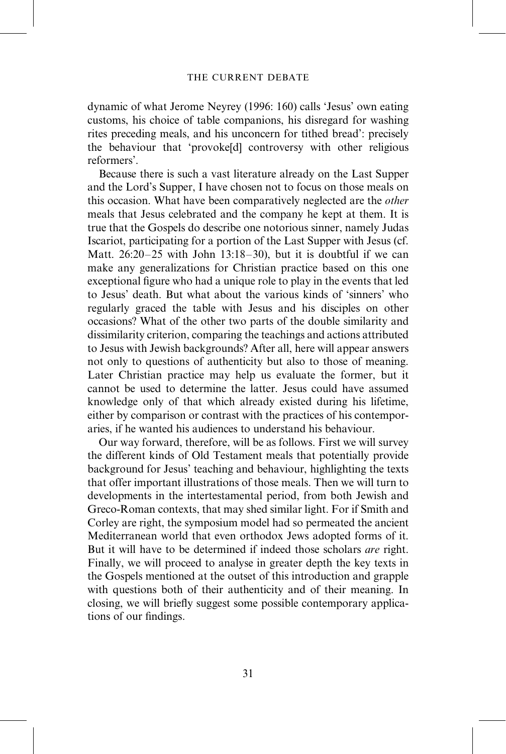dynamic of what Jerome Neyrey (1996: 160) calls 'Jesus' own eating customs, his choice of table companions, his disregard for washing rites preceding meals, and his unconcern for tithed bread': precisely the behaviour that 'provoke[d] controversy with other religious reformers'.

Because there is such a vast literature already on the Last Supper and the Lord's Supper, I have chosen not to focus on those meals on this occasion. What have been comparatively neglected are the *other* meals that Jesus celebrated and the company he kept at them. It is true that the Gospels do describe one notorious sinner, namely Judas Iscariot, participating for a portion of the Last Supper with Jesus (cf. Matt. 26:20–25 with John 13:18–30), but it is doubtful if we can make any generalizations for Christian practice based on this one exceptional figure who had a unique role to play in the events that led to Jesus' death. But what about the various kinds of 'sinners' who regularly graced the table with Jesus and his disciples on other occasions? What of the other two parts of the double similarity and dissimilarity criterion, comparing the teachings and actions attributed to Jesus with Jewish backgrounds? After all, here will appear answers not only to questions of authenticity but also to those of meaning. Later Christian practice may help us evaluate the former, but it cannot be used to determine the latter. Jesus could have assumed knowledge only of that which already existed during his lifetime, either by comparison or contrast with the practices of his contemporaries, if he wanted his audiences to understand his behaviour.

Our way forward, therefore, will be as follows. First we will survey the different kinds of Old Testament meals that potentially provide background for Jesus' teaching and behaviour, highlighting the texts that offer important illustrations of those meals. Then we will turn to developments in the intertestamental period, from both Jewish and Greco-Roman contexts, that may shed similar light. For if Smith and Corley are right, the symposium model had so permeated the ancient Mediterranean world that even orthodox Jews adopted forms of it. But it will have to be determined if indeed those scholars *are* right. Finally, we will proceed to analyse in greater depth the key texts in the Gospels mentioned at the outset of this introduction and grapple with questions both of their authenticity and of their meaning. In closing, we will briefly suggest some possible contemporary applications of our findings.